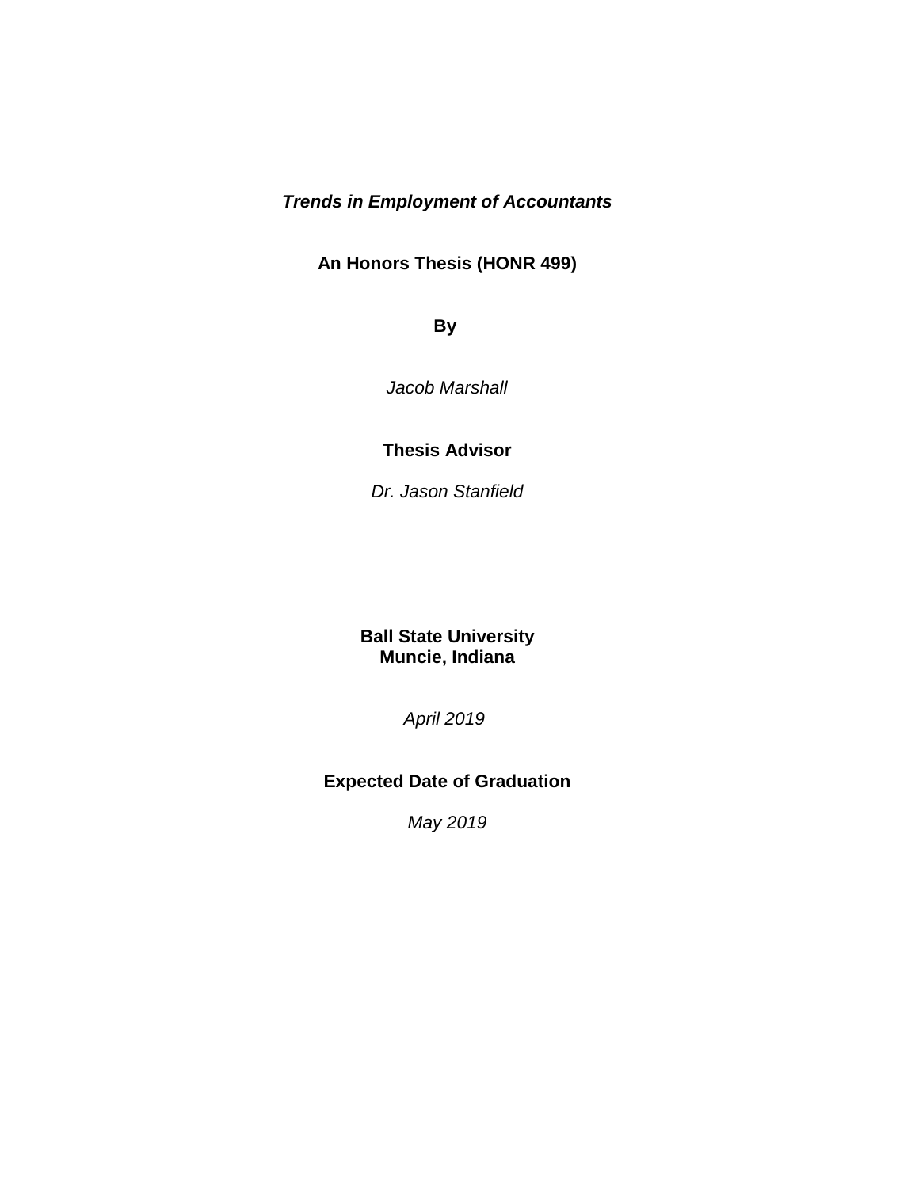***Trends in Employment of Accountants***

**An Honors Thesis (HONR 499)**

**By**

*Jacob Marshall*

**Thesis Advisor**

*Dr. Jason Stanfield*

**Ball State University**
**Muncie, Indiana**

*April 2019*

**Expected Date of Graduation**

*May 2019*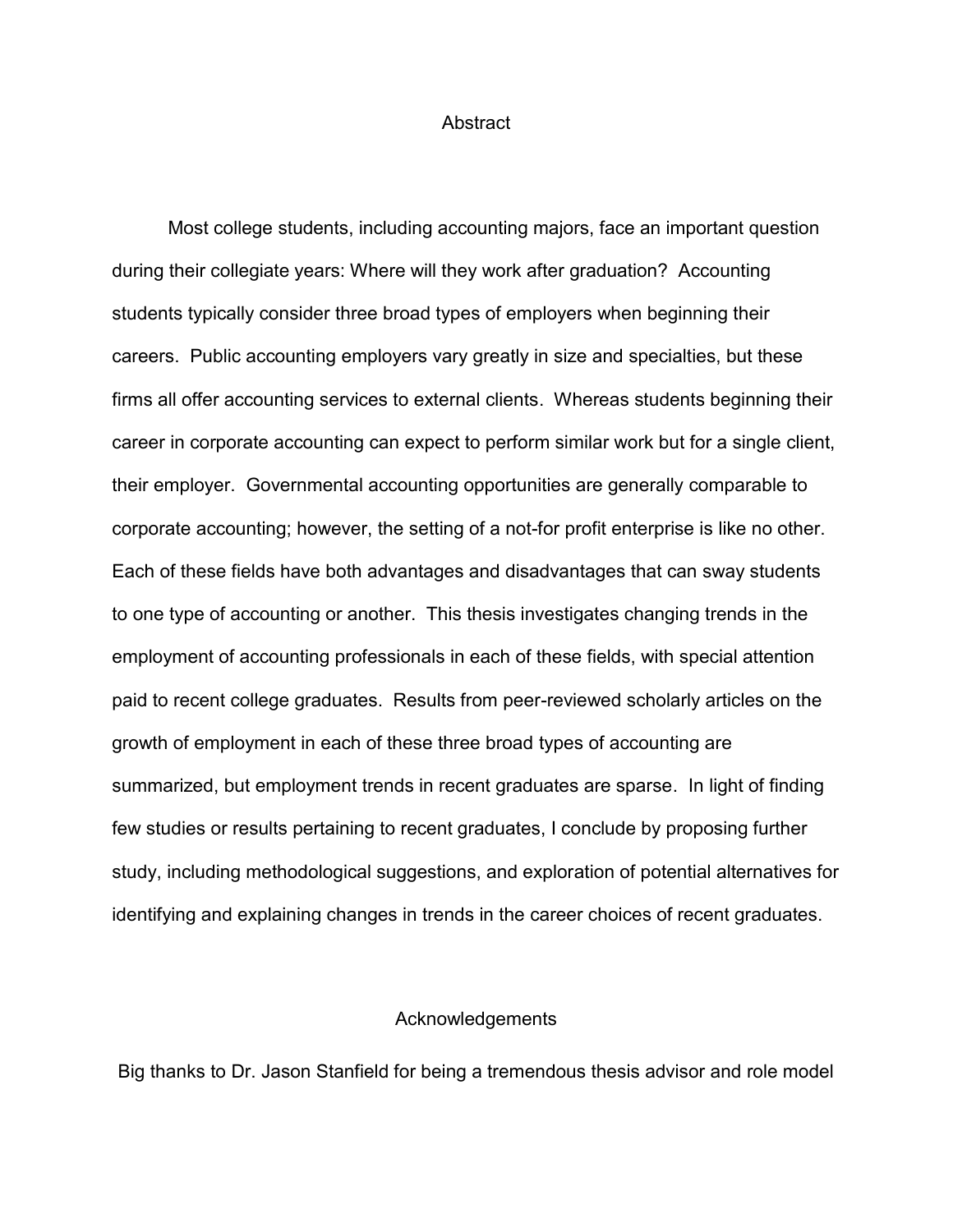# Abstract

Most college students, including accounting majors, face an important question during their collegiate years: Where will they work after graduation? Accounting students typically consider three broad types of employers when beginning their careers. Public accounting employers vary greatly in size and specialties, but these firms all offer accounting services to external clients. Whereas students beginning their career in corporate accounting can expect to perform similar work but for a single client, their employer. Governmental accounting opportunities are generally comparable to corporate accounting; however, the setting of a not-for profit enterprise is like no other. Each of these fields have both advantages and disadvantages that can sway students to one type of accounting or another. This thesis investigates changing trends in the employment of accounting professionals in each of these fields, with special attention paid to recent college graduates. Results from peer-reviewed scholarly articles on the growth of employment in each of these three broad types of accounting are summarized, but employment trends in recent graduates are sparse. In light of finding few studies or results pertaining to recent graduates, I conclude by proposing further study, including methodological suggestions, and exploration of potential alternatives for identifying and explaining changes in trends in the career choices of recent graduates.

# Acknowledgements

Big thanks to Dr. Jason Stanfield for being a tremendous thesis advisor and role model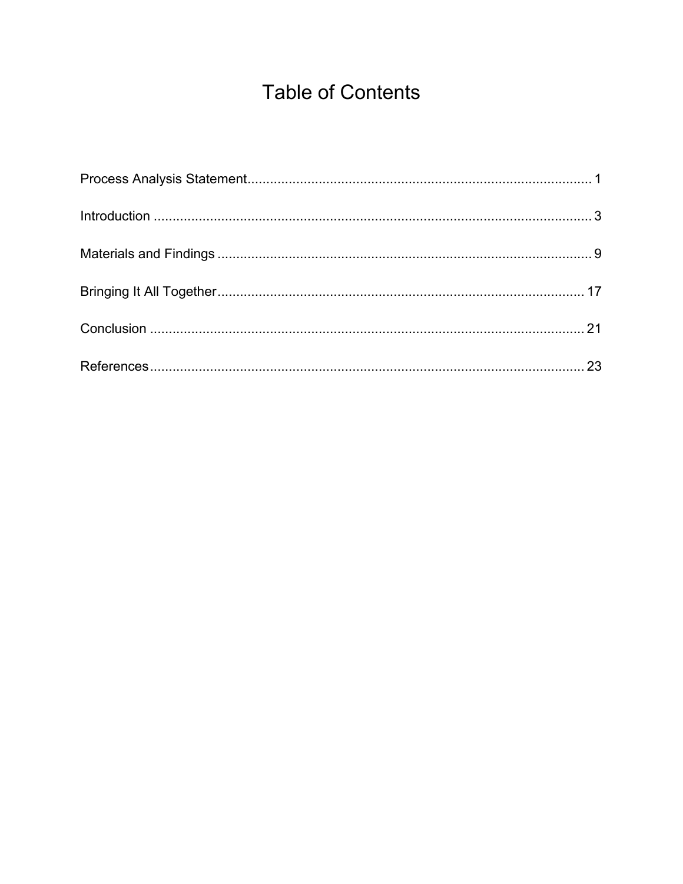# Table of Contents

Process Analysis Statement ........................................................................................ 1

Introduction ........................................................................................................... 3

Materials and Findings ............................................................................................ 9

Bringing It All Together .......................................................................................... 17

Conclusion ........................................................................................................... 21

References ........................................................................................................... 23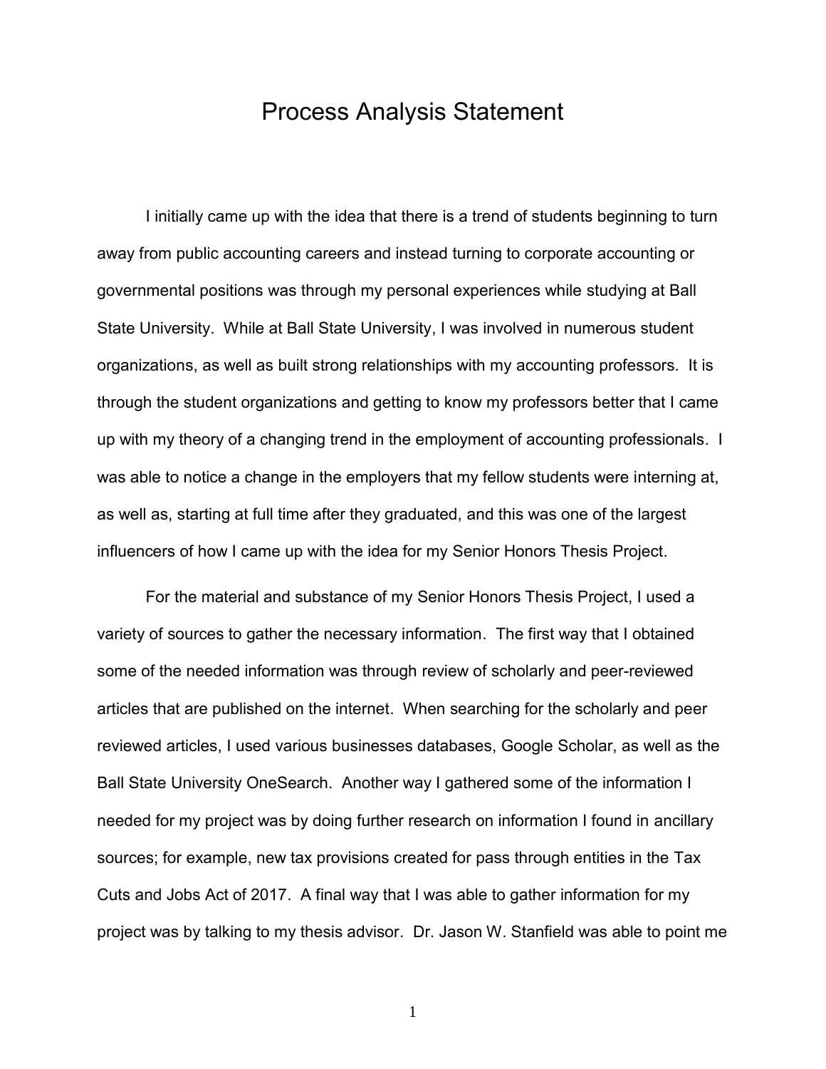# Process Analysis Statement

I initially came up with the idea that there is a trend of students beginning to turn away from public accounting careers and instead turning to corporate accounting or governmental positions was through my personal experiences while studying at Ball State University. While at Ball State University, I was involved in numerous student organizations, as well as built strong relationships with my accounting professors. It is through the student organizations and getting to know my professors better that I came up with my theory of a changing trend in the employment of accounting professionals. I was able to notice a change in the employers that my fellow students were interning at, as well as, starting at full time after they graduated, and this was one of the largest influencers of how I came up with the idea for my Senior Honors Thesis Project.

For the material and substance of my Senior Honors Thesis Project, I used a variety of sources to gather the necessary information. The first way that I obtained some of the needed information was through review of scholarly and peer-reviewed articles that are published on the internet. When searching for the scholarly and peer reviewed articles, I used various businesses databases, Google Scholar, as well as the Ball State University OneSearch. Another way I gathered some of the information I needed for my project was by doing further research on information I found in ancillary sources; for example, new tax provisions created for pass through entities in the Tax Cuts and Jobs Act of 2017. A final way that I was able to gather information for my project was by talking to my thesis advisor. Dr. Jason W. Stanfield was able to point me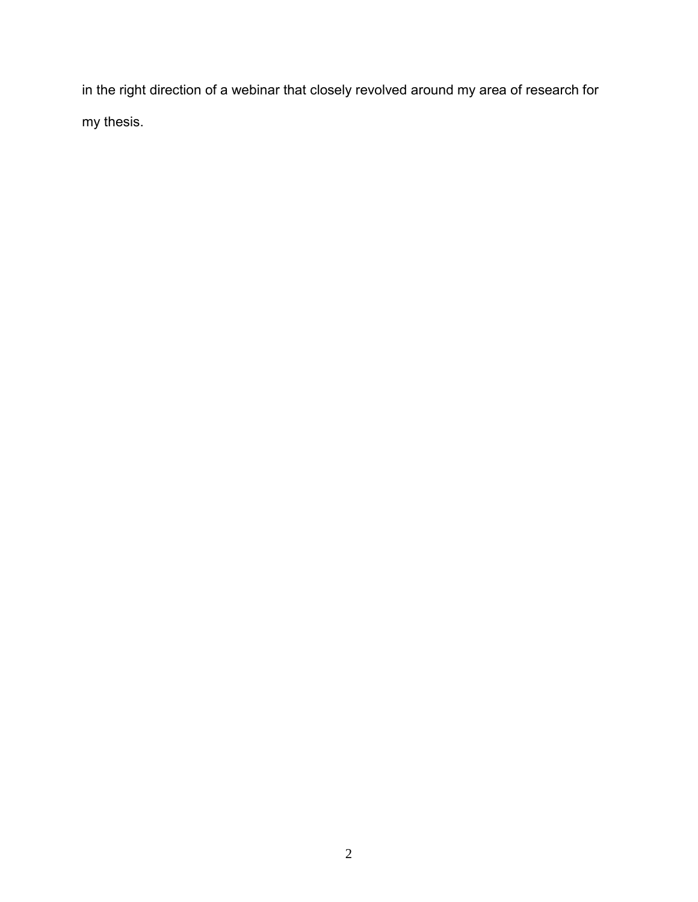in the right direction of a webinar that closely revolved around my area of research for my thesis.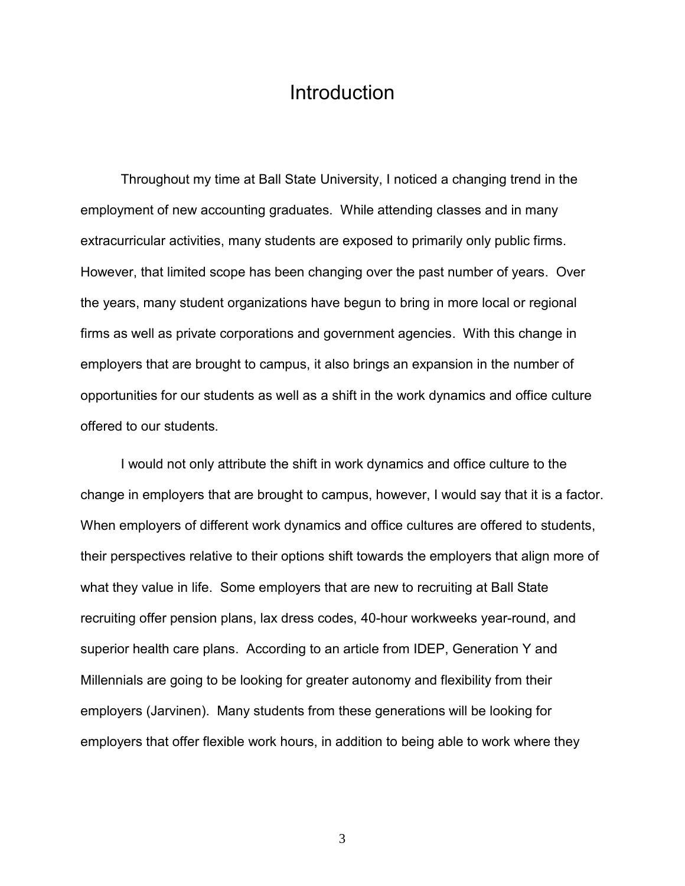# Introduction

Throughout my time at Ball State University, I noticed a changing trend in the employment of new accounting graduates. While attending classes and in many extracurricular activities, many students are exposed to primarily only public firms. However, that limited scope has been changing over the past number of years. Over the years, many student organizations have begun to bring in more local or regional firms as well as private corporations and government agencies. With this change in employers that are brought to campus, it also brings an expansion in the number of opportunities for our students as well as a shift in the work dynamics and office culture offered to our students.

I would not only attribute the shift in work dynamics and office culture to the change in employers that are brought to campus, however, I would say that it is a factor. When employers of different work dynamics and office cultures are offered to students, their perspectives relative to their options shift towards the employers that align more of what they value in life. Some employers that are new to recruiting at Ball State recruiting offer pension plans, lax dress codes, 40-hour workweeks year-round, and superior health care plans. According to an article from IDEP, Generation Y and Millennials are going to be looking for greater autonomy and flexibility from their employers (Jarvinen). Many students from these generations will be looking for employers that offer flexible work hours, in addition to being able to work where they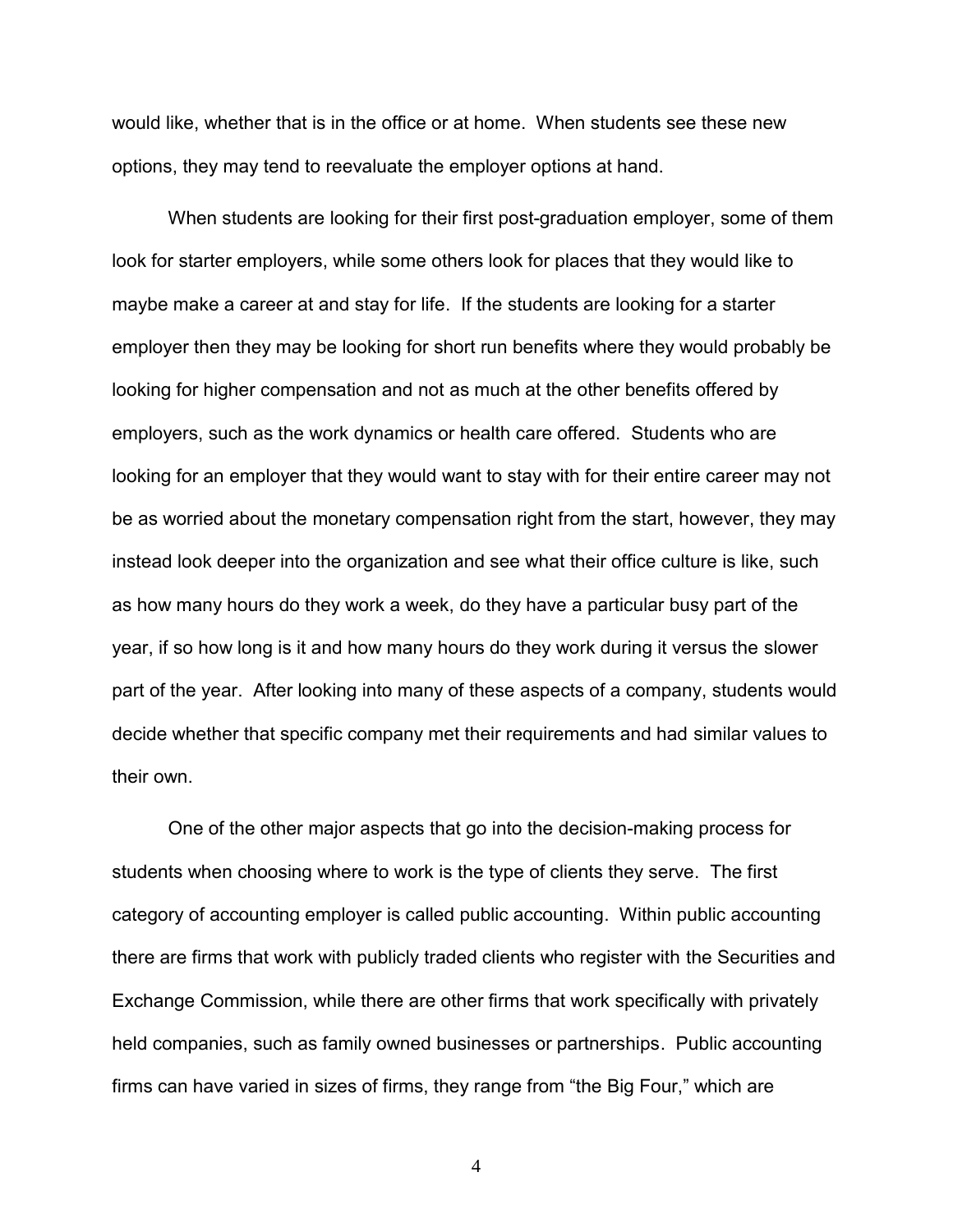would like, whether that is in the office or at home. When students see these new options, they may tend to reevaluate the employer options at hand.

When students are looking for their first post-graduation employer, some of them look for starter employers, while some others look for places that they would like to maybe make a career at and stay for life. If the students are looking for a starter employer then they may be looking for short run benefits where they would probably be looking for higher compensation and not as much at the other benefits offered by employers, such as the work dynamics or health care offered. Students who are looking for an employer that they would want to stay with for their entire career may not be as worried about the monetary compensation right from the start, however, they may instead look deeper into the organization and see what their office culture is like, such as how many hours do they work a week, do they have a particular busy part of the year, if so how long is it and how many hours do they work during it versus the slower part of the year. After looking into many of these aspects of a company, students would decide whether that specific company met their requirements and had similar values to their own.

One of the other major aspects that go into the decision-making process for students when choosing where to work is the type of clients they serve. The first category of accounting employer is called public accounting. Within public accounting there are firms that work with publicly traded clients who register with the Securities and Exchange Commission, while there are other firms that work specifically with privately held companies, such as family owned businesses or partnerships. Public accounting firms can have varied in sizes of firms, they range from "the Big Four," which are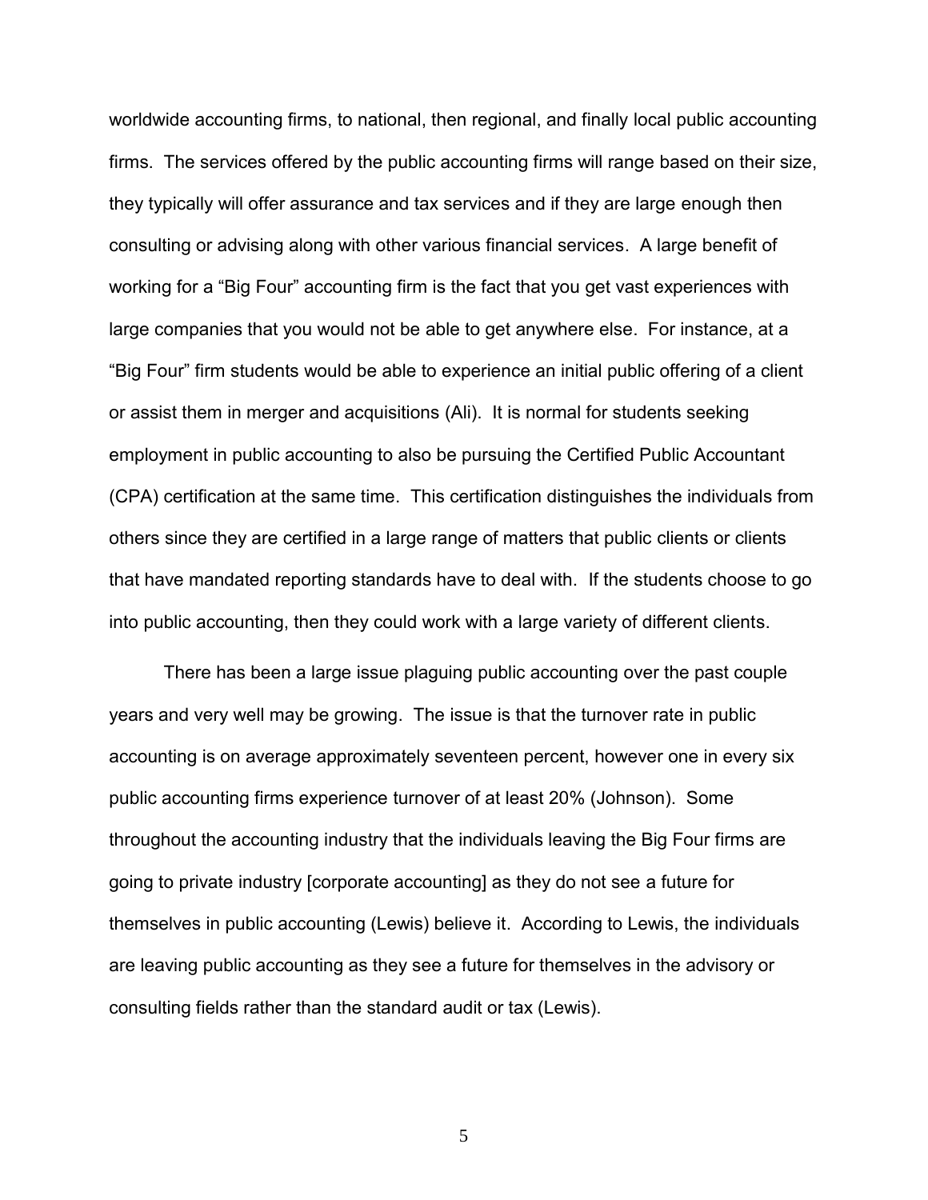worldwide accounting firms, to national, then regional, and finally local public accounting firms. The services offered by the public accounting firms will range based on their size, they typically will offer assurance and tax services and if they are large enough then consulting or advising along with other various financial services. A large benefit of working for a "Big Four" accounting firm is the fact that you get vast experiences with large companies that you would not be able to get anywhere else. For instance, at a "Big Four" firm students would be able to experience an initial public offering of a client or assist them in merger and acquisitions (Ali). It is normal for students seeking employment in public accounting to also be pursuing the Certified Public Accountant (CPA) certification at the same time. This certification distinguishes the individuals from others since they are certified in a large range of matters that public clients or clients that have mandated reporting standards have to deal with. If the students choose to go into public accounting, then they could work with a large variety of different clients.

There has been a large issue plaguing public accounting over the past couple years and very well may be growing. The issue is that the turnover rate in public accounting is on average approximately seventeen percent, however one in every six public accounting firms experience turnover of at least 20% (Johnson). Some throughout the accounting industry that the individuals leaving the Big Four firms are going to private industry [corporate accounting] as they do not see a future for themselves in public accounting (Lewis) believe it. According to Lewis, the individuals are leaving public accounting as they see a future for themselves in the advisory or consulting fields rather than the standard audit or tax (Lewis).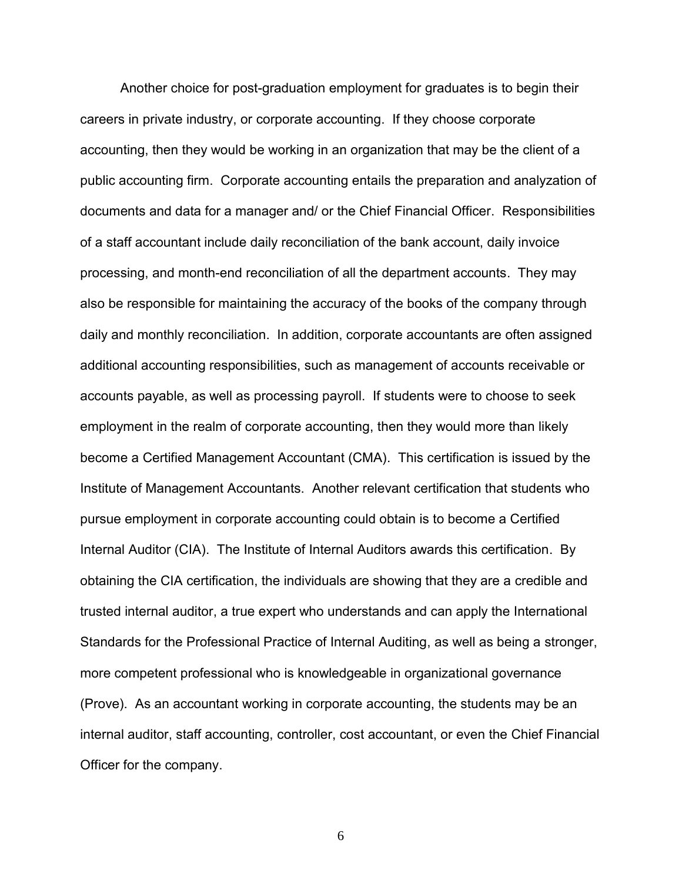Another choice for post-graduation employment for graduates is to begin their careers in private industry, or corporate accounting. If they choose corporate accounting, then they would be working in an organization that may be the client of a public accounting firm. Corporate accounting entails the preparation and analyzation of documents and data for a manager and/ or the Chief Financial Officer. Responsibilities of a staff accountant include daily reconciliation of the bank account, daily invoice processing, and month-end reconciliation of all the department accounts. They may also be responsible for maintaining the accuracy of the books of the company through daily and monthly reconciliation. In addition, corporate accountants are often assigned additional accounting responsibilities, such as management of accounts receivable or accounts payable, as well as processing payroll. If students were to choose to seek employment in the realm of corporate accounting, then they would more than likely become a Certified Management Accountant (CMA). This certification is issued by the Institute of Management Accountants. Another relevant certification that students who pursue employment in corporate accounting could obtain is to become a Certified Internal Auditor (CIA). The Institute of Internal Auditors awards this certification. By obtaining the CIA certification, the individuals are showing that they are a credible and trusted internal auditor, a true expert who understands and can apply the International Standards for the Professional Practice of Internal Auditing, as well as being a stronger, more competent professional who is knowledgeable in organizational governance (Prove). As an accountant working in corporate accounting, the students may be an internal auditor, staff accounting, controller, cost accountant, or even the Chief Financial Officer for the company.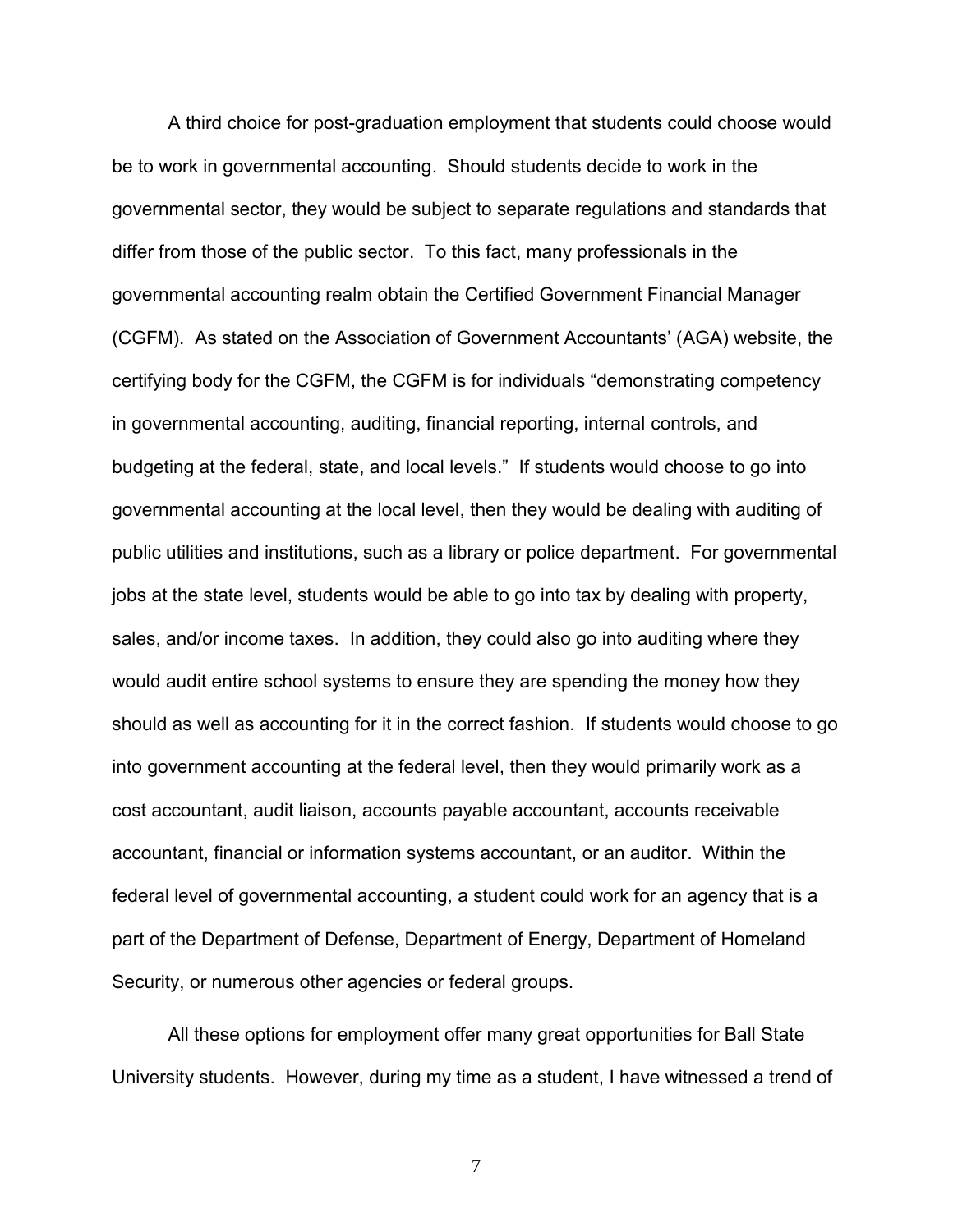A third choice for post-graduation employment that students could choose would be to work in governmental accounting. Should students decide to work in the governmental sector, they would be subject to separate regulations and standards that differ from those of the public sector. To this fact, many professionals in the governmental accounting realm obtain the Certified Government Financial Manager (CGFM). As stated on the Association of Government Accountants' (AGA) website, the certifying body for the CGFM, the CGFM is for individuals "demonstrating competency in governmental accounting, auditing, financial reporting, internal controls, and budgeting at the federal, state, and local levels." If students would choose to go into governmental accounting at the local level, then they would be dealing with auditing of public utilities and institutions, such as a library or police department. For governmental jobs at the state level, students would be able to go into tax by dealing with property, sales, and/or income taxes. In addition, they could also go into auditing where they would audit entire school systems to ensure they are spending the money how they should as well as accounting for it in the correct fashion. If students would choose to go into government accounting at the federal level, then they would primarily work as a cost accountant, audit liaison, accounts payable accountant, accounts receivable accountant, financial or information systems accountant, or an auditor. Within the federal level of governmental accounting, a student could work for an agency that is a part of the Department of Defense, Department of Energy, Department of Homeland Security, or numerous other agencies or federal groups.

All these options for employment offer many great opportunities for Ball State University students. However, during my time as a student, I have witnessed a trend of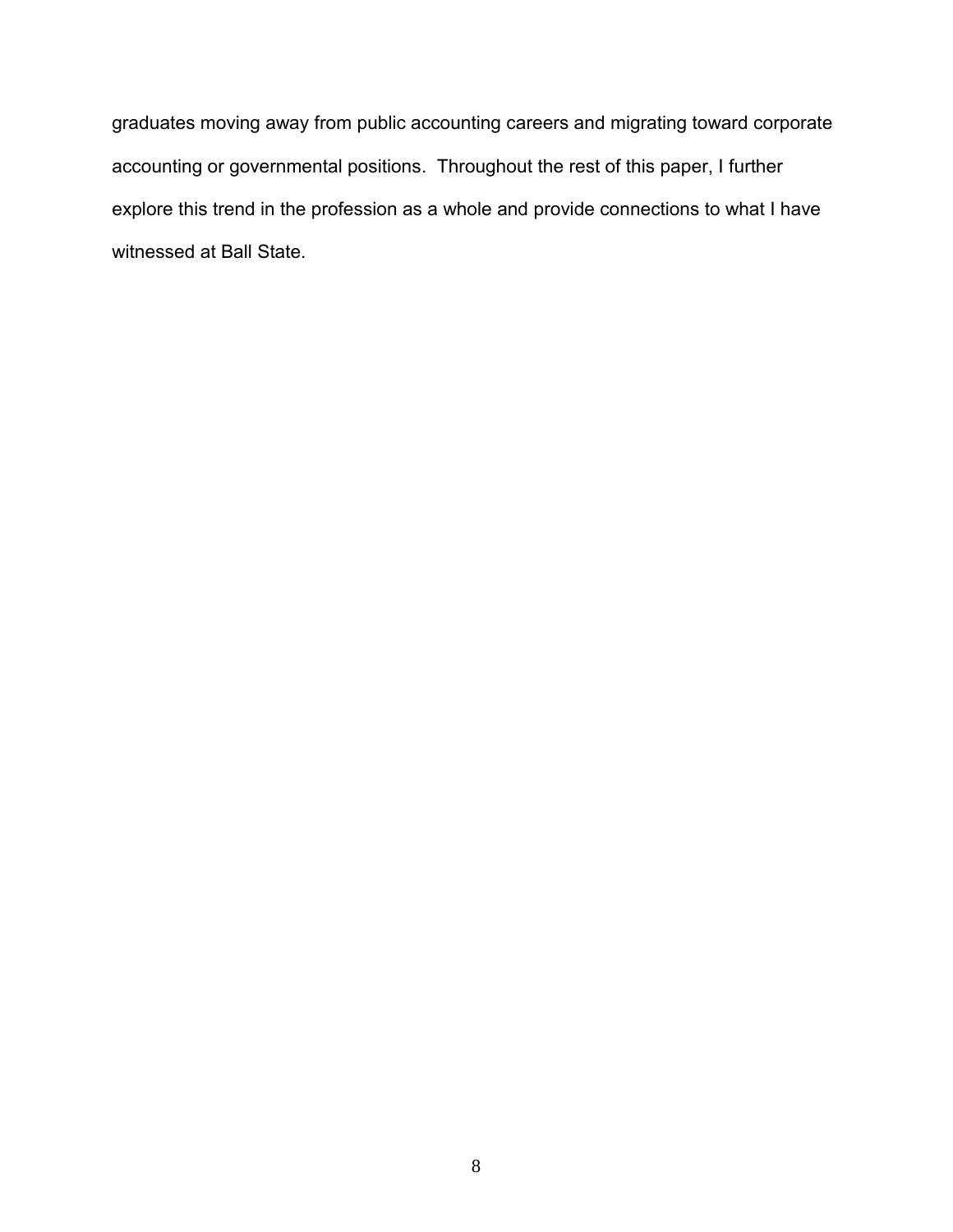graduates moving away from public accounting careers and migrating toward corporate accounting or governmental positions. Throughout the rest of this paper, I further explore this trend in the profession as a whole and provide connections to what I have witnessed at Ball State.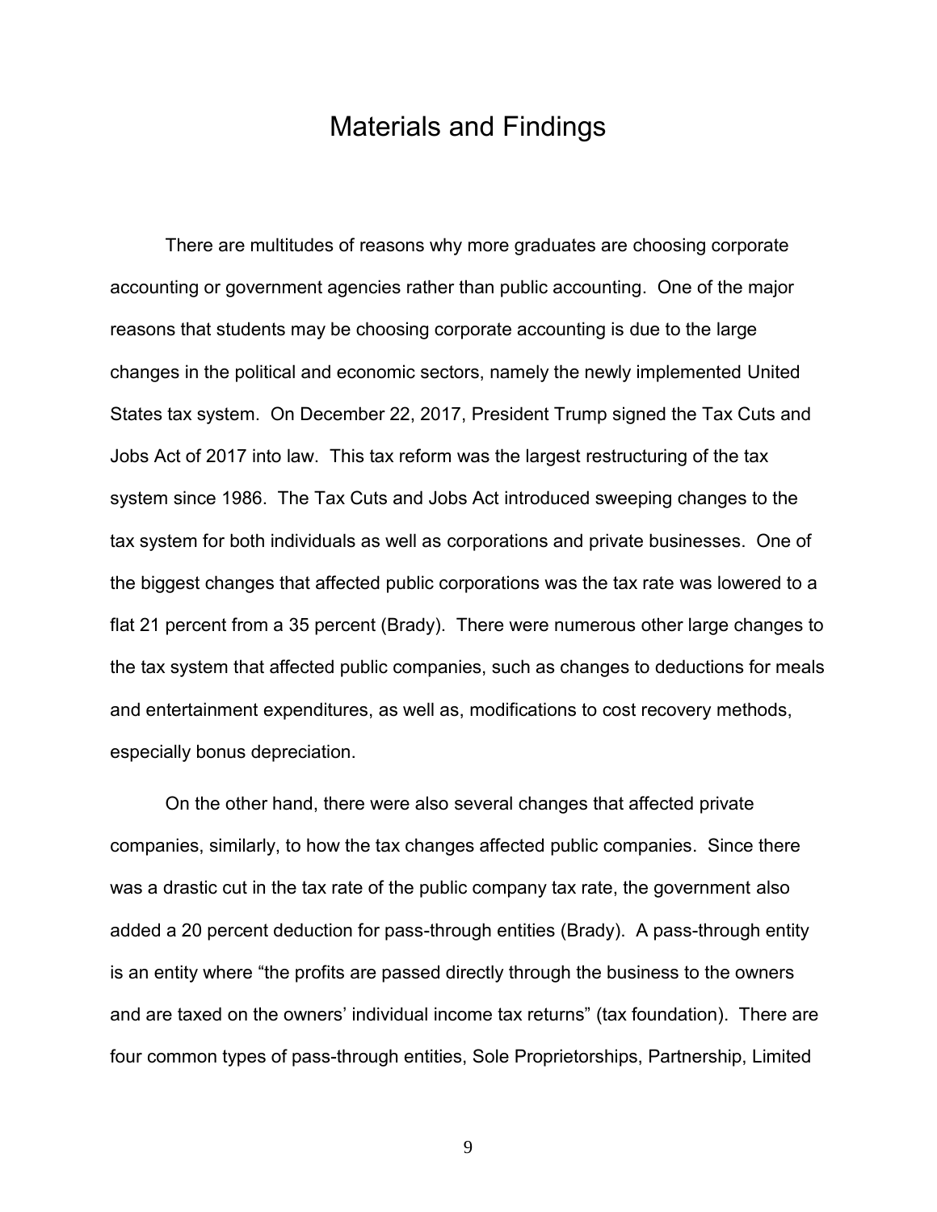# Materials and Findings

There are multitudes of reasons why more graduates are choosing corporate accounting or government agencies rather than public accounting. One of the major reasons that students may be choosing corporate accounting is due to the large changes in the political and economic sectors, namely the newly implemented United States tax system. On December 22, 2017, President Trump signed the Tax Cuts and Jobs Act of 2017 into law. This tax reform was the largest restructuring of the tax system since 1986. The Tax Cuts and Jobs Act introduced sweeping changes to the tax system for both individuals as well as corporations and private businesses. One of the biggest changes that affected public corporations was the tax rate was lowered to a flat 21 percent from a 35 percent (Brady). There were numerous other large changes to the tax system that affected public companies, such as changes to deductions for meals and entertainment expenditures, as well as, modifications to cost recovery methods, especially bonus depreciation.

On the other hand, there were also several changes that affected private companies, similarly, to how the tax changes affected public companies. Since there was a drastic cut in the tax rate of the public company tax rate, the government also added a 20 percent deduction for pass-through entities (Brady). A pass-through entity is an entity where "the profits are passed directly through the business to the owners and are taxed on the owners' individual income tax returns" (tax foundation). There are four common types of pass-through entities, Sole Proprietorships, Partnership, Limited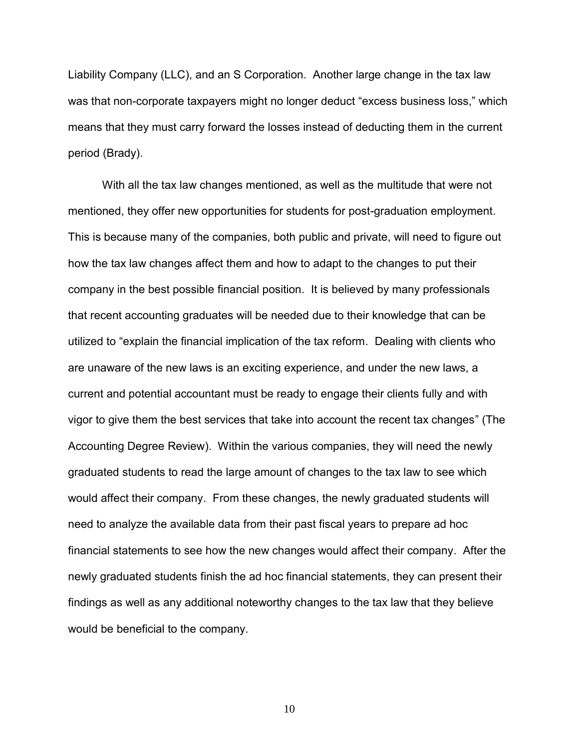Liability Company (LLC), and an S Corporation. Another large change in the tax law was that non-corporate taxpayers might no longer deduct "excess business loss," which means that they must carry forward the losses instead of deducting them in the current period (Brady).

With all the tax law changes mentioned, as well as the multitude that were not mentioned, they offer new opportunities for students for post-graduation employment. This is because many of the companies, both public and private, will need to figure out how the tax law changes affect them and how to adapt to the changes to put their company in the best possible financial position. It is believed by many professionals that recent accounting graduates will be needed due to their knowledge that can be utilized to "explain the financial implication of the tax reform. Dealing with clients who are unaware of the new laws is an exciting experience, and under the new laws, a current and potential accountant must be ready to engage their clients fully and with vigor to give them the best services that take into account the recent tax changes" (The Accounting Degree Review). Within the various companies, they will need the newly graduated students to read the large amount of changes to the tax law to see which would affect their company. From these changes, the newly graduated students will need to analyze the available data from their past fiscal years to prepare ad hoc financial statements to see how the new changes would affect their company. After the newly graduated students finish the ad hoc financial statements, they can present their findings as well as any additional noteworthy changes to the tax law that they believe would be beneficial to the company.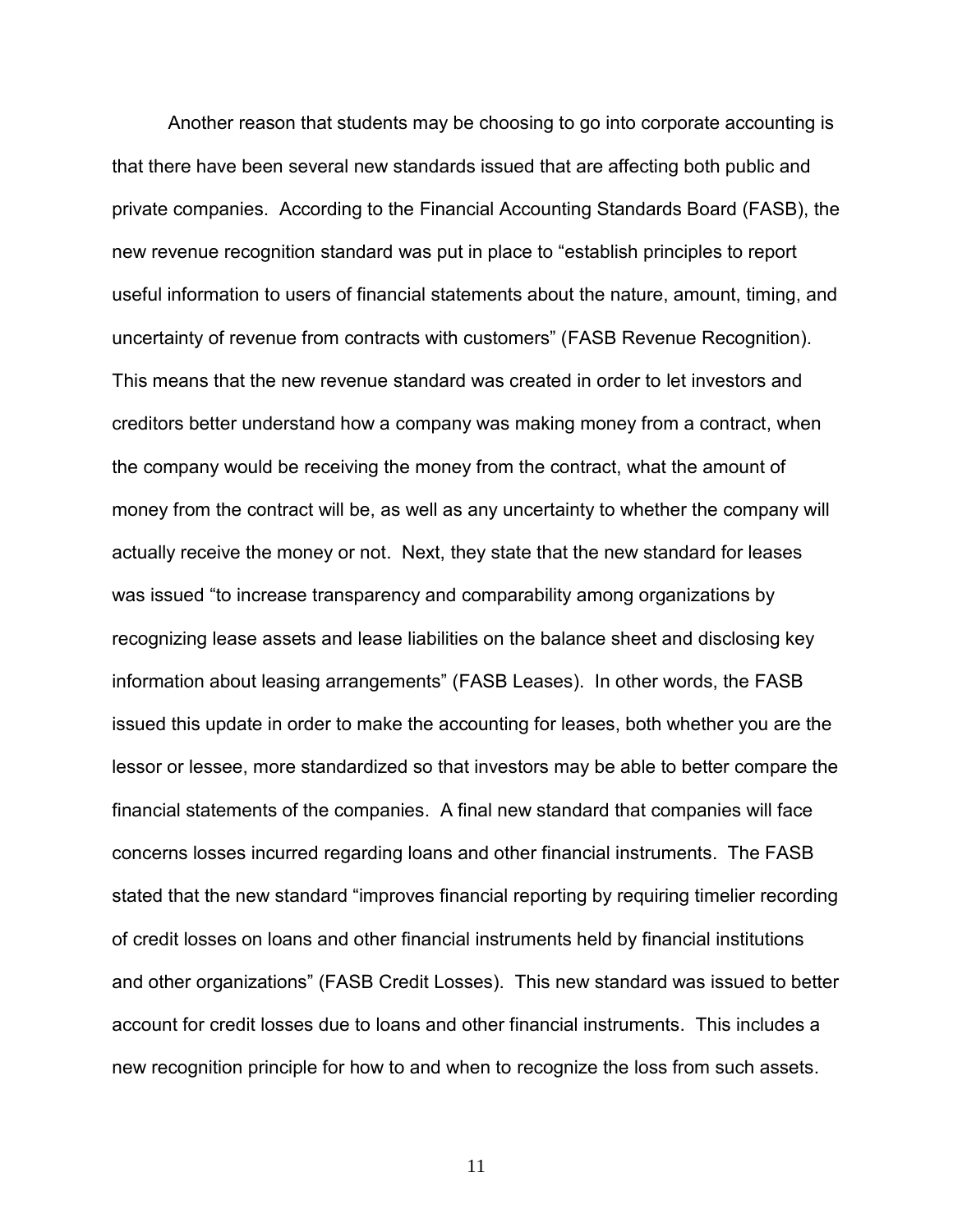Another reason that students may be choosing to go into corporate accounting is that there have been several new standards issued that are affecting both public and private companies. According to the Financial Accounting Standards Board (FASB), the new revenue recognition standard was put in place to "establish principles to report useful information to users of financial statements about the nature, amount, timing, and uncertainty of revenue from contracts with customers" (FASB Revenue Recognition). This means that the new revenue standard was created in order to let investors and creditors better understand how a company was making money from a contract, when the company would be receiving the money from the contract, what the amount of money from the contract will be, as well as any uncertainty to whether the company will actually receive the money or not. Next, they state that the new standard for leases was issued "to increase transparency and comparability among organizations by recognizing lease assets and lease liabilities on the balance sheet and disclosing key information about leasing arrangements" (FASB Leases). In other words, the FASB issued this update in order to make the accounting for leases, both whether you are the lessor or lessee, more standardized so that investors may be able to better compare the financial statements of the companies. A final new standard that companies will face concerns losses incurred regarding loans and other financial instruments. The FASB stated that the new standard "improves financial reporting by requiring timelier recording of credit losses on loans and other financial instruments held by financial institutions and other organizations" (FASB Credit Losses). This new standard was issued to better account for credit losses due to loans and other financial instruments. This includes a new recognition principle for how to and when to recognize the loss from such assets.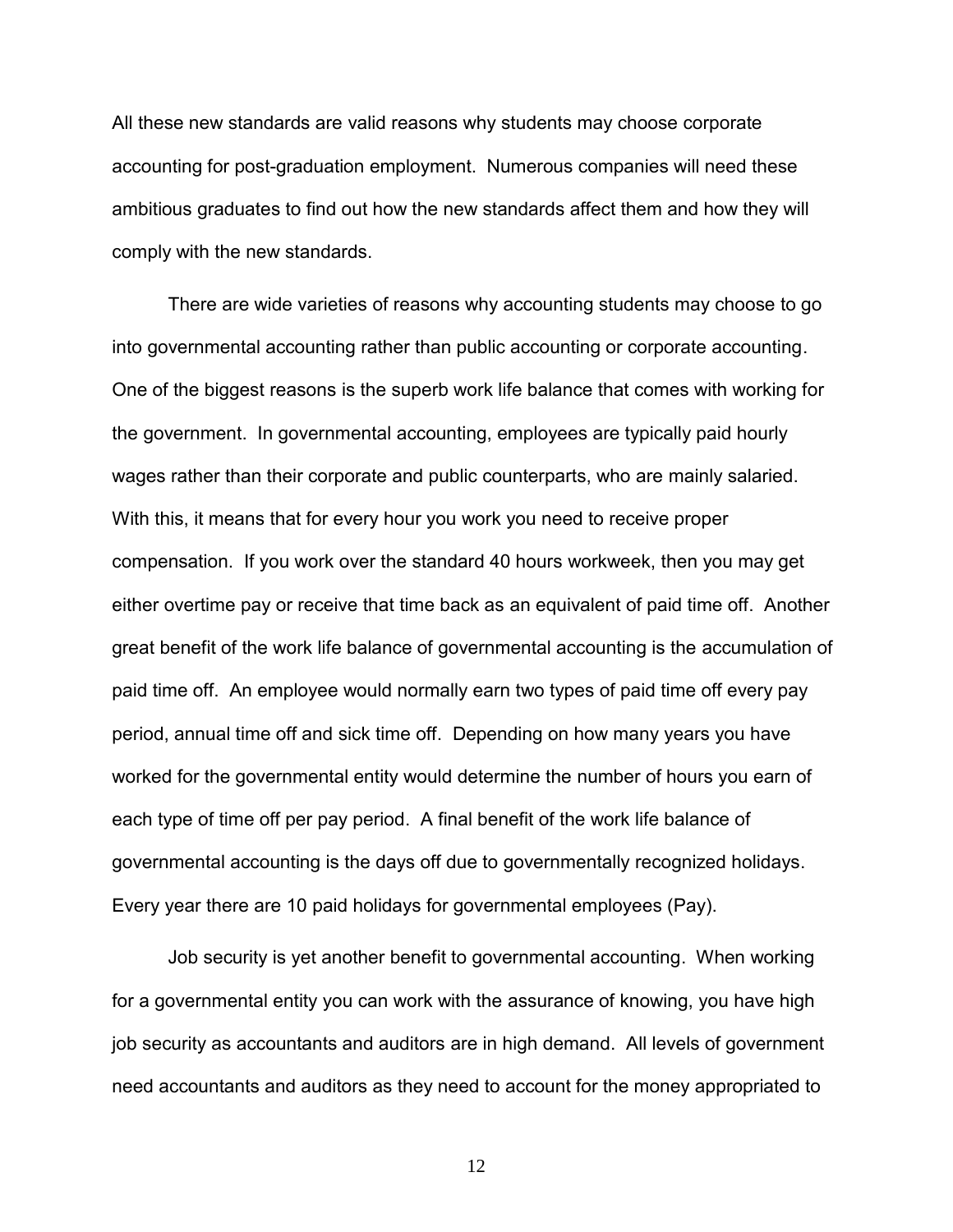All these new standards are valid reasons why students may choose corporate accounting for post-graduation employment. Numerous companies will need these ambitious graduates to find out how the new standards affect them and how they will comply with the new standards.

There are wide varieties of reasons why accounting students may choose to go into governmental accounting rather than public accounting or corporate accounting. One of the biggest reasons is the superb work life balance that comes with working for the government. In governmental accounting, employees are typically paid hourly wages rather than their corporate and public counterparts, who are mainly salaried. With this, it means that for every hour you work you need to receive proper compensation. If you work over the standard 40 hours workweek, then you may get either overtime pay or receive that time back as an equivalent of paid time off. Another great benefit of the work life balance of governmental accounting is the accumulation of paid time off. An employee would normally earn two types of paid time off every pay period, annual time off and sick time off. Depending on how many years you have worked for the governmental entity would determine the number of hours you earn of each type of time off per pay period. A final benefit of the work life balance of governmental accounting is the days off due to governmentally recognized holidays. Every year there are 10 paid holidays for governmental employees (Pay).

Job security is yet another benefit to governmental accounting. When working for a governmental entity you can work with the assurance of knowing, you have high job security as accountants and auditors are in high demand. All levels of government need accountants and auditors as they need to account for the money appropriated to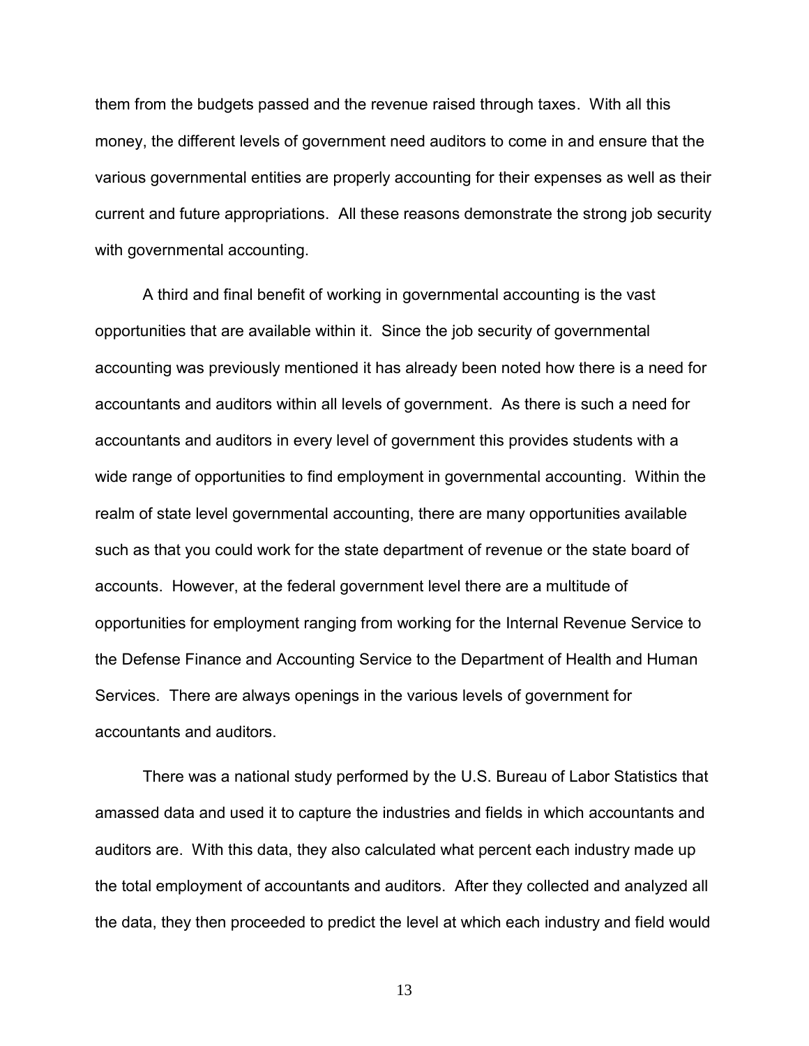them from the budgets passed and the revenue raised through taxes. With all this money, the different levels of government need auditors to come in and ensure that the various governmental entities are properly accounting for their expenses as well as their current and future appropriations. All these reasons demonstrate the strong job security with governmental accounting.

A third and final benefit of working in governmental accounting is the vast opportunities that are available within it. Since the job security of governmental accounting was previously mentioned it has already been noted how there is a need for accountants and auditors within all levels of government. As there is such a need for accountants and auditors in every level of government this provides students with a wide range of opportunities to find employment in governmental accounting. Within the realm of state level governmental accounting, there are many opportunities available such as that you could work for the state department of revenue or the state board of accounts. However, at the federal government level there are a multitude of opportunities for employment ranging from working for the Internal Revenue Service to the Defense Finance and Accounting Service to the Department of Health and Human Services. There are always openings in the various levels of government for accountants and auditors.

There was a national study performed by the U.S. Bureau of Labor Statistics that amassed data and used it to capture the industries and fields in which accountants and auditors are. With this data, they also calculated what percent each industry made up the total employment of accountants and auditors. After they collected and analyzed all the data, they then proceeded to predict the level at which each industry and field would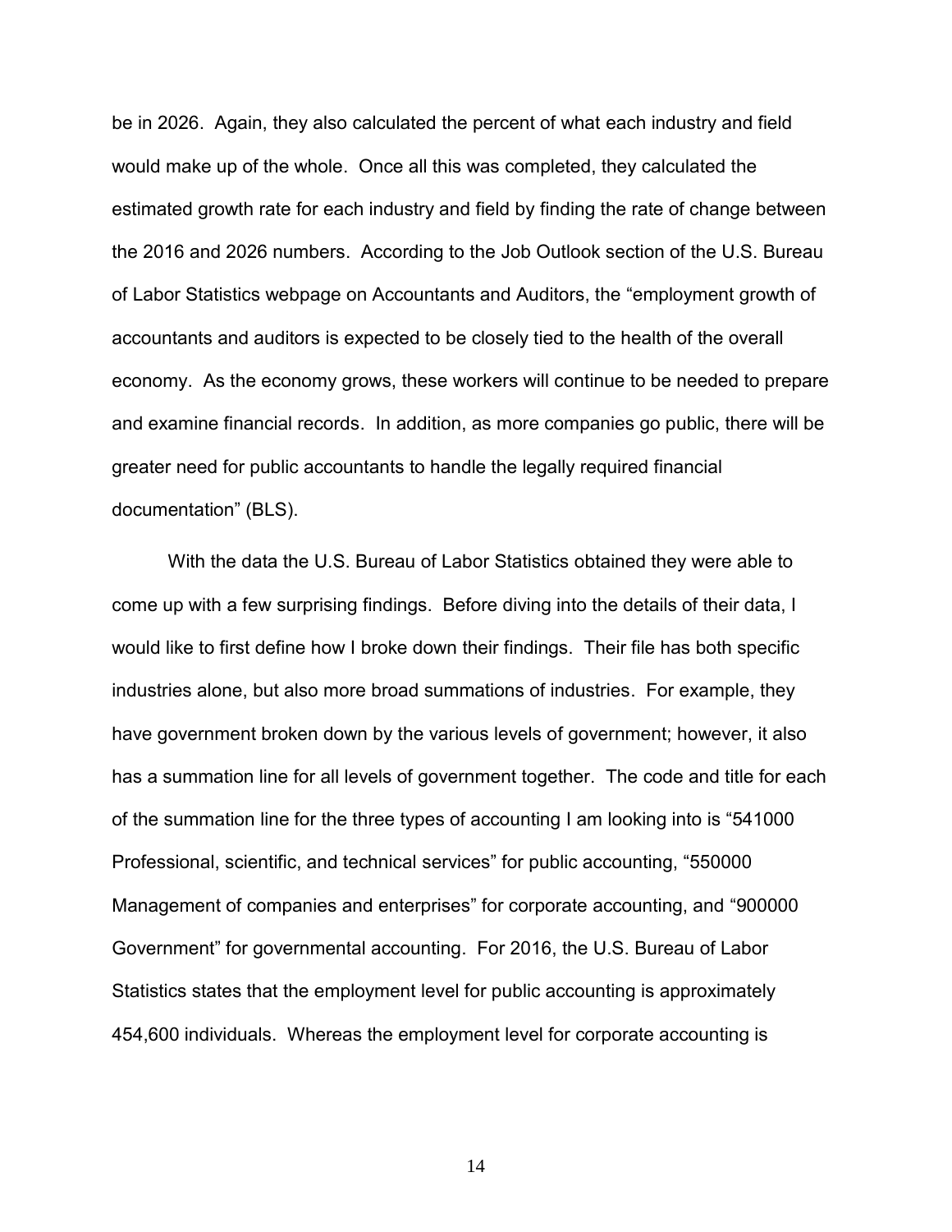be in 2026. Again, they also calculated the percent of what each industry and field would make up of the whole. Once all this was completed, they calculated the estimated growth rate for each industry and field by finding the rate of change between the 2016 and 2026 numbers. According to the Job Outlook section of the U.S. Bureau of Labor Statistics webpage on Accountants and Auditors, the "employment growth of accountants and auditors is expected to be closely tied to the health of the overall economy. As the economy grows, these workers will continue to be needed to prepare and examine financial records. In addition, as more companies go public, there will be greater need for public accountants to handle the legally required financial documentation" (BLS).

With the data the U.S. Bureau of Labor Statistics obtained they were able to come up with a few surprising findings. Before diving into the details of their data, I would like to first define how I broke down their findings. Their file has both specific industries alone, but also more broad summations of industries. For example, they have government broken down by the various levels of government; however, it also has a summation line for all levels of government together. The code and title for each of the summation line for the three types of accounting I am looking into is "541000 Professional, scientific, and technical services" for public accounting, "550000 Management of companies and enterprises" for corporate accounting, and "900000 Government" for governmental accounting. For 2016, the U.S. Bureau of Labor Statistics states that the employment level for public accounting is approximately 454,600 individuals. Whereas the employment level for corporate accounting is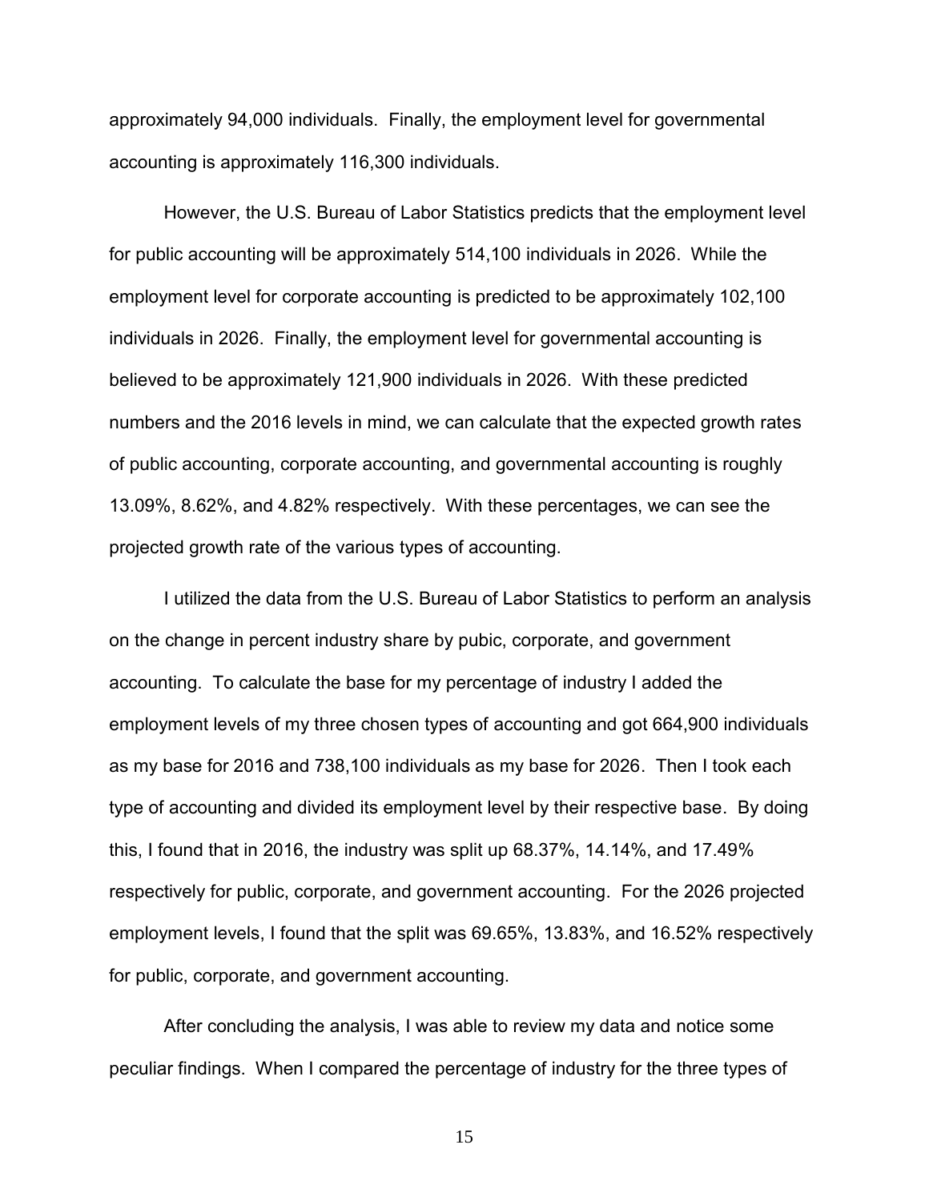approximately 94,000 individuals. Finally, the employment level for governmental accounting is approximately 116,300 individuals.

However, the U.S. Bureau of Labor Statistics predicts that the employment level for public accounting will be approximately 514,100 individuals in 2026. While the employment level for corporate accounting is predicted to be approximately 102,100 individuals in 2026. Finally, the employment level for governmental accounting is believed to be approximately 121,900 individuals in 2026. With these predicted numbers and the 2016 levels in mind, we can calculate that the expected growth rates of public accounting, corporate accounting, and governmental accounting is roughly 13.09%, 8.62%, and 4.82% respectively. With these percentages, we can see the projected growth rate of the various types of accounting.

I utilized the data from the U.S. Bureau of Labor Statistics to perform an analysis on the change in percent industry share by pubic, corporate, and government accounting. To calculate the base for my percentage of industry I added the employment levels of my three chosen types of accounting and got 664,900 individuals as my base for 2016 and 738,100 individuals as my base for 2026. Then I took each type of accounting and divided its employment level by their respective base. By doing this, I found that in 2016, the industry was split up 68.37%, 14.14%, and 17.49% respectively for public, corporate, and government accounting. For the 2026 projected employment levels, I found that the split was 69.65%, 13.83%, and 16.52% respectively for public, corporate, and government accounting.

After concluding the analysis, I was able to review my data and notice some peculiar findings. When I compared the percentage of industry for the three types of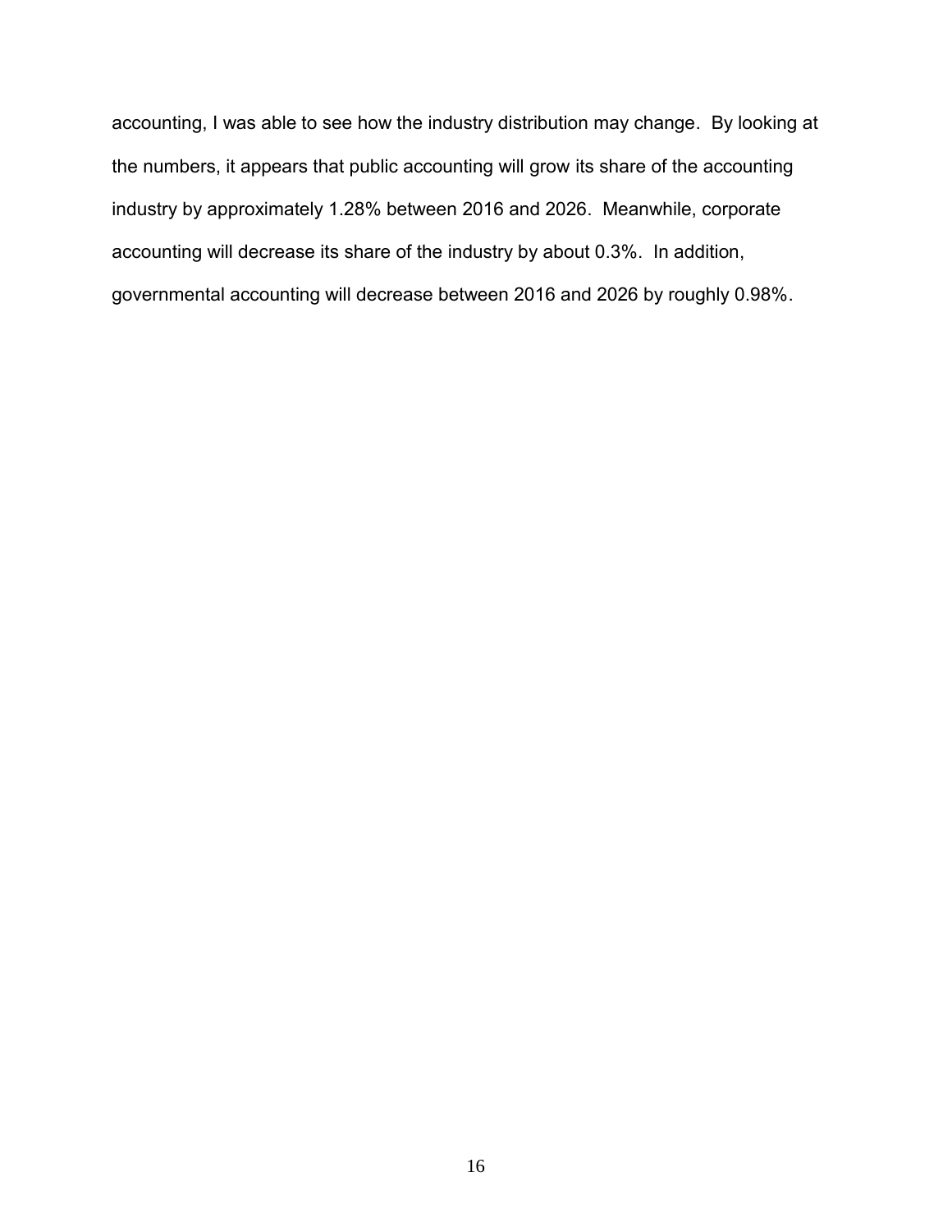accounting, I was able to see how the industry distribution may change. By looking at the numbers, it appears that public accounting will grow its share of the accounting industry by approximately 1.28% between 2016 and 2026. Meanwhile, corporate accounting will decrease its share of the industry by about 0.3%. In addition, governmental accounting will decrease between 2016 and 2026 by roughly 0.98%.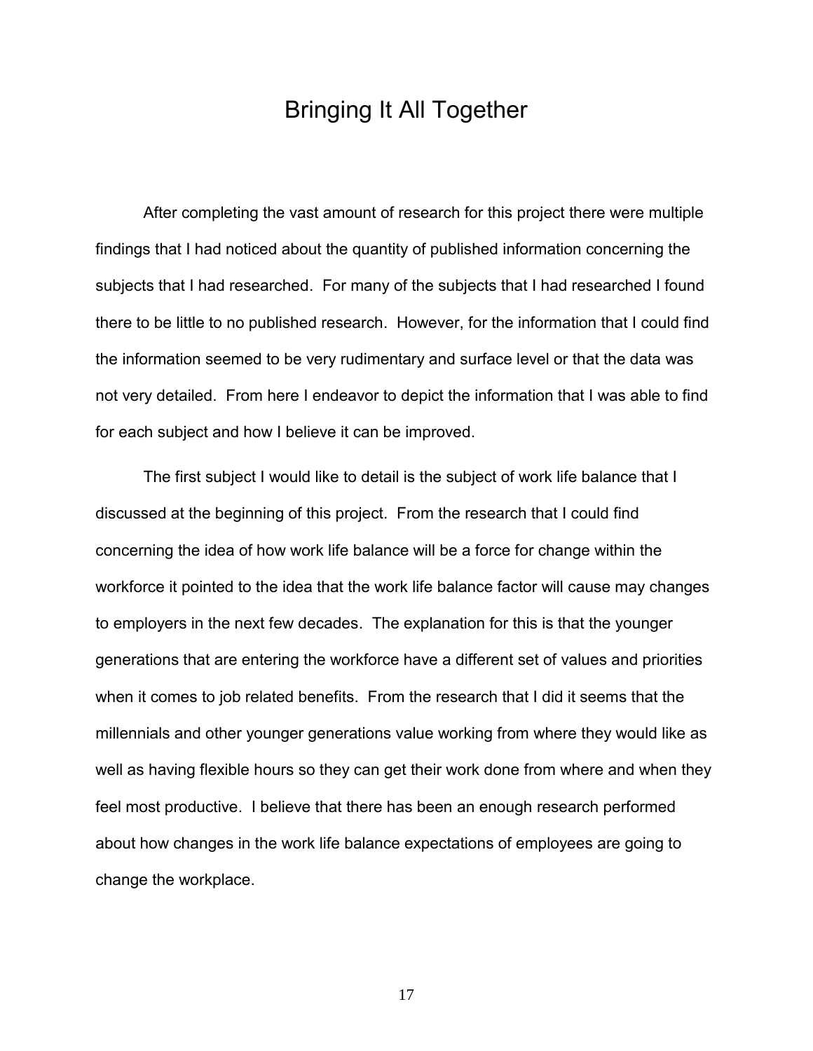# Bringing It All Together

After completing the vast amount of research for this project there were multiple findings that I had noticed about the quantity of published information concerning the subjects that I had researched. For many of the subjects that I had researched I found there to be little to no published research. However, for the information that I could find the information seemed to be very rudimentary and surface level or that the data was not very detailed. From here I endeavor to depict the information that I was able to find for each subject and how I believe it can be improved.

The first subject I would like to detail is the subject of work life balance that I discussed at the beginning of this project. From the research that I could find concerning the idea of how work life balance will be a force for change within the workforce it pointed to the idea that the work life balance factor will cause may changes to employers in the next few decades. The explanation for this is that the younger generations that are entering the workforce have a different set of values and priorities when it comes to job related benefits. From the research that I did it seems that the millennials and other younger generations value working from where they would like as well as having flexible hours so they can get their work done from where and when they feel most productive. I believe that there has been an enough research performed about how changes in the work life balance expectations of employees are going to change the workplace.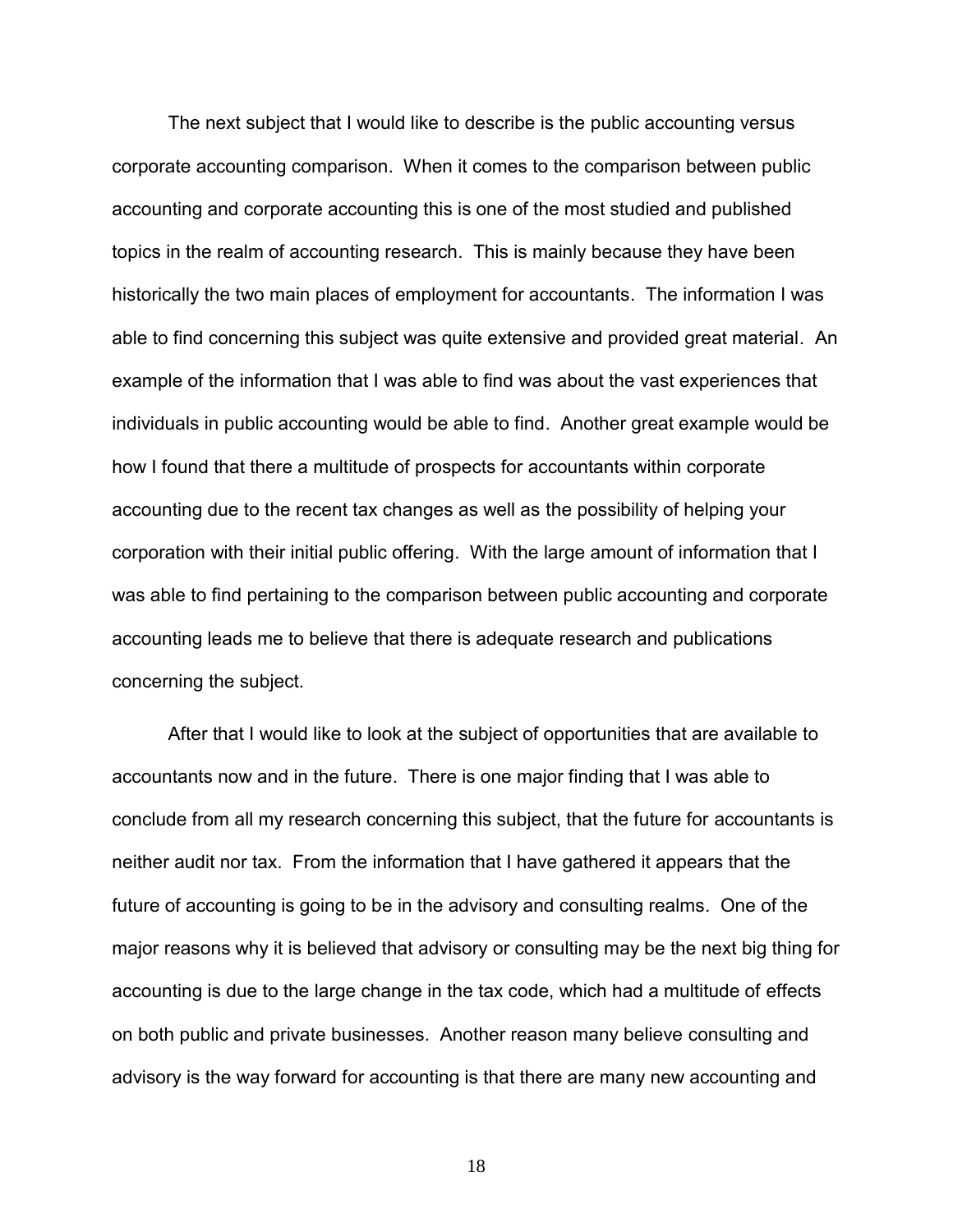The next subject that I would like to describe is the public accounting versus corporate accounting comparison. When it comes to the comparison between public accounting and corporate accounting this is one of the most studied and published topics in the realm of accounting research. This is mainly because they have been historically the two main places of employment for accountants. The information I was able to find concerning this subject was quite extensive and provided great material. An example of the information that I was able to find was about the vast experiences that individuals in public accounting would be able to find. Another great example would be how I found that there a multitude of prospects for accountants within corporate accounting due to the recent tax changes as well as the possibility of helping your corporation with their initial public offering. With the large amount of information that I was able to find pertaining to the comparison between public accounting and corporate accounting leads me to believe that there is adequate research and publications concerning the subject.

After that I would like to look at the subject of opportunities that are available to accountants now and in the future. There is one major finding that I was able to conclude from all my research concerning this subject, that the future for accountants is neither audit nor tax. From the information that I have gathered it appears that the future of accounting is going to be in the advisory and consulting realms. One of the major reasons why it is believed that advisory or consulting may be the next big thing for accounting is due to the large change in the tax code, which had a multitude of effects on both public and private businesses. Another reason many believe consulting and advisory is the way forward for accounting is that there are many new accounting and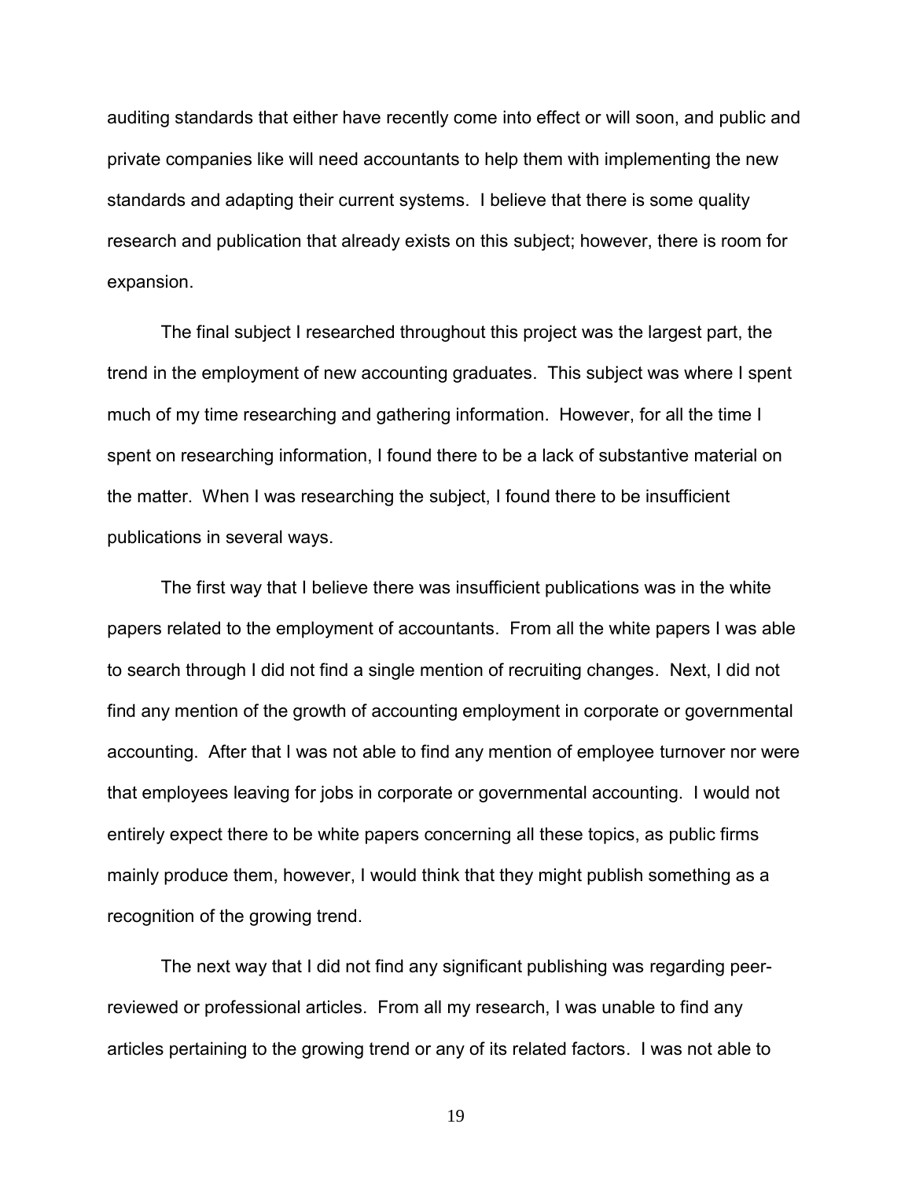auditing standards that either have recently come into effect or will soon, and public and private companies like will need accountants to help them with implementing the new standards and adapting their current systems. I believe that there is some quality research and publication that already exists on this subject; however, there is room for expansion.

The final subject I researched throughout this project was the largest part, the trend in the employment of new accounting graduates. This subject was where I spent much of my time researching and gathering information. However, for all the time I spent on researching information, I found there to be a lack of substantive material on the matter. When I was researching the subject, I found there to be insufficient publications in several ways.

The first way that I believe there was insufficient publications was in the white papers related to the employment of accountants. From all the white papers I was able to search through I did not find a single mention of recruiting changes. Next, I did not find any mention of the growth of accounting employment in corporate or governmental accounting. After that I was not able to find any mention of employee turnover nor were that employees leaving for jobs in corporate or governmental accounting. I would not entirely expect there to be white papers concerning all these topics, as public firms mainly produce them, however, I would think that they might publish something as a recognition of the growing trend.

The next way that I did not find any significant publishing was regarding peer-reviewed or professional articles. From all my research, I was unable to find any articles pertaining to the growing trend or any of its related factors. I was not able to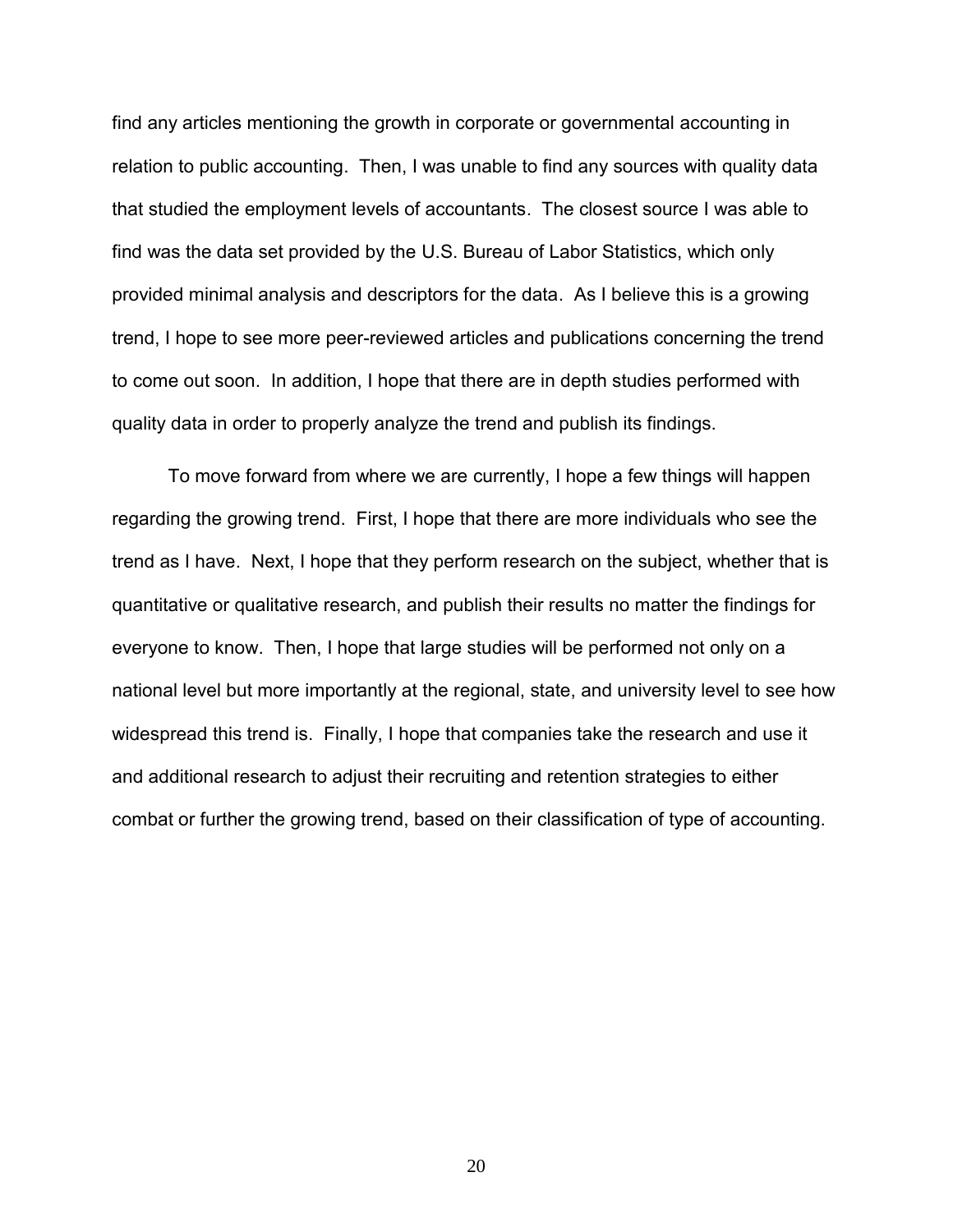find any articles mentioning the growth in corporate or governmental accounting in relation to public accounting. Then, I was unable to find any sources with quality data that studied the employment levels of accountants. The closest source I was able to find was the data set provided by the U.S. Bureau of Labor Statistics, which only provided minimal analysis and descriptors for the data. As I believe this is a growing trend, I hope to see more peer-reviewed articles and publications concerning the trend to come out soon. In addition, I hope that there are in depth studies performed with quality data in order to properly analyze the trend and publish its findings.

To move forward from where we are currently, I hope a few things will happen regarding the growing trend. First, I hope that there are more individuals who see the trend as I have. Next, I hope that they perform research on the subject, whether that is quantitative or qualitative research, and publish their results no matter the findings for everyone to know. Then, I hope that large studies will be performed not only on a national level but more importantly at the regional, state, and university level to see how widespread this trend is. Finally, I hope that companies take the research and use it and additional research to adjust their recruiting and retention strategies to either combat or further the growing trend, based on their classification of type of accounting.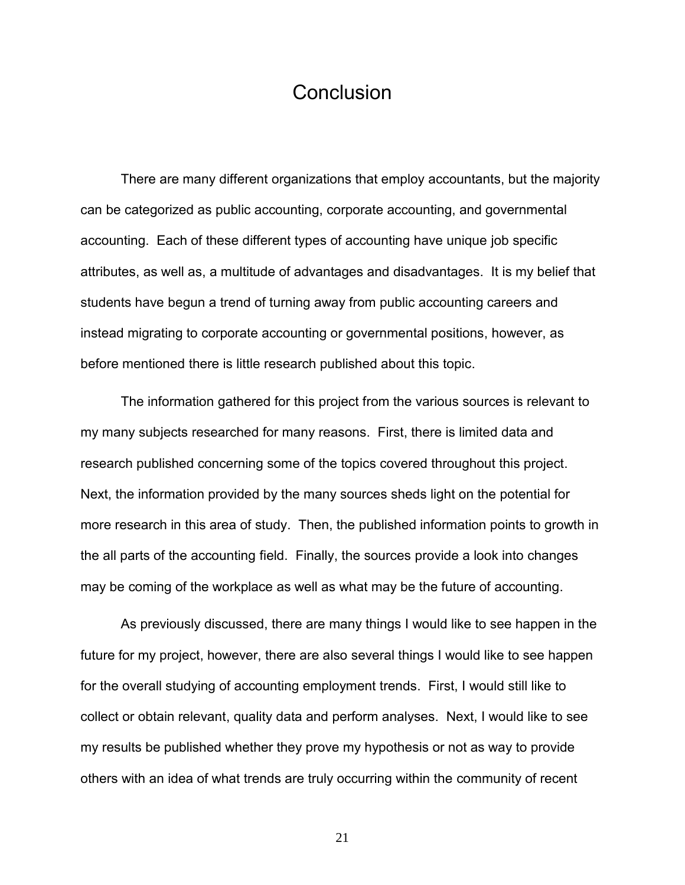# Conclusion

There are many different organizations that employ accountants, but the majority can be categorized as public accounting, corporate accounting, and governmental accounting. Each of these different types of accounting have unique job specific attributes, as well as, a multitude of advantages and disadvantages. It is my belief that students have begun a trend of turning away from public accounting careers and instead migrating to corporate accounting or governmental positions, however, as before mentioned there is little research published about this topic.

The information gathered for this project from the various sources is relevant to my many subjects researched for many reasons. First, there is limited data and research published concerning some of the topics covered throughout this project. Next, the information provided by the many sources sheds light on the potential for more research in this area of study. Then, the published information points to growth in the all parts of the accounting field. Finally, the sources provide a look into changes may be coming of the workplace as well as what may be the future of accounting.

As previously discussed, there are many things I would like to see happen in the future for my project, however, there are also several things I would like to see happen for the overall studying of accounting employment trends. First, I would still like to collect or obtain relevant, quality data and perform analyses. Next, I would like to see my results be published whether they prove my hypothesis or not as way to provide others with an idea of what trends are truly occurring within the community of recent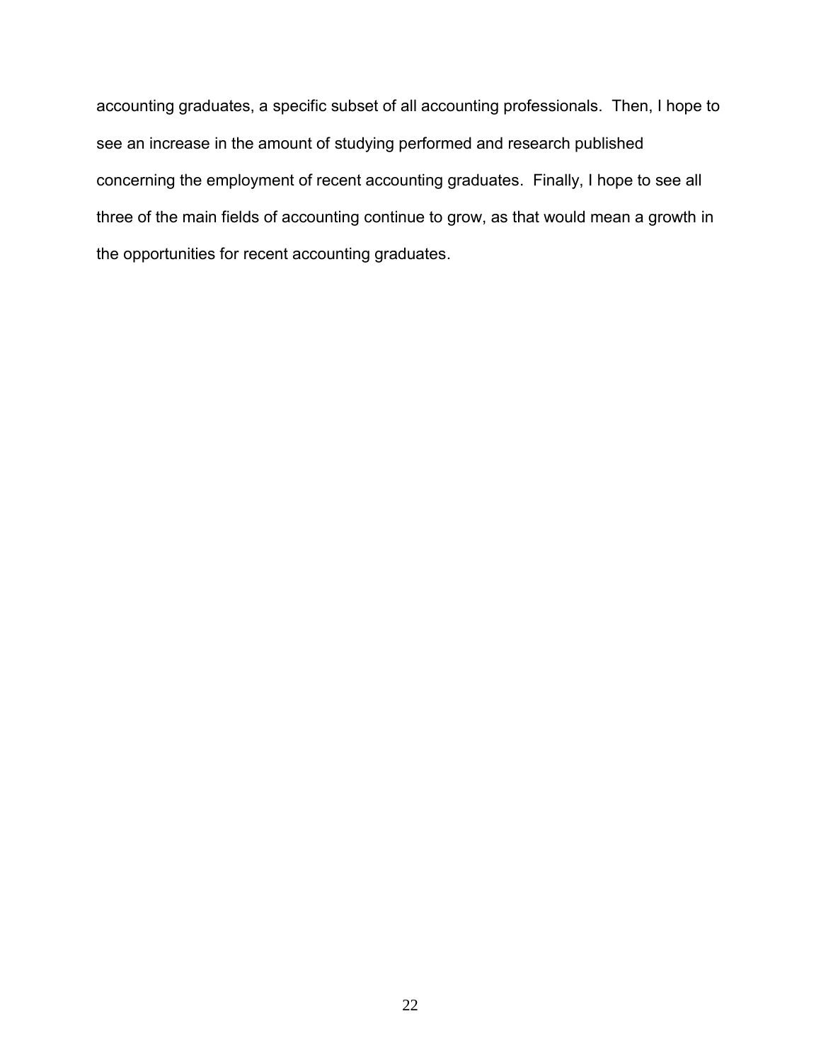accounting graduates, a specific subset of all accounting professionals. Then, I hope to see an increase in the amount of studying performed and research published concerning the employment of recent accounting graduates. Finally, I hope to see all three of the main fields of accounting continue to grow, as that would mean a growth in the opportunities for recent accounting graduates.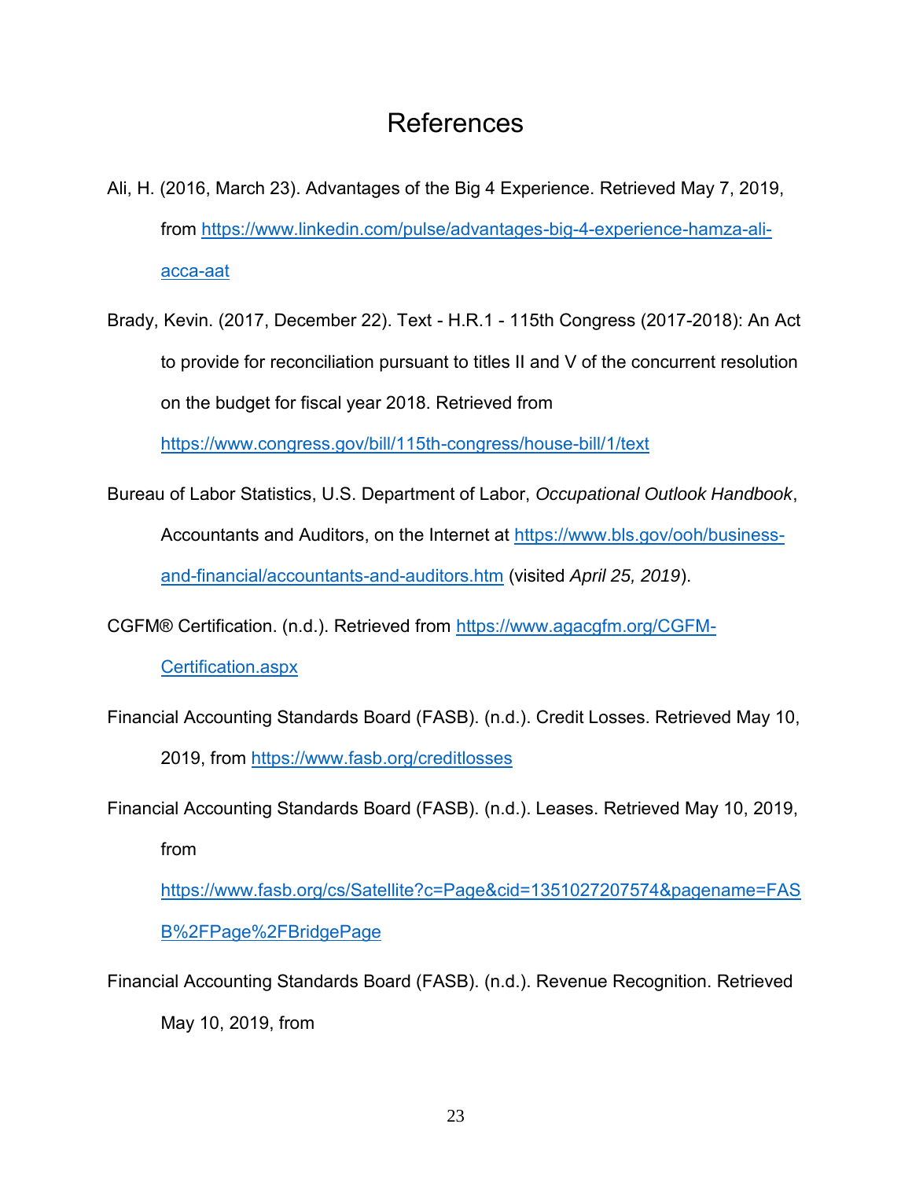# References

Ali, H. (2016, March 23). Advantages of the Big 4 Experience. Retrieved May 7, 2019, from https://www.linkedin.com/pulse/advantages-big-4-experience-hamza-ali-acca-aat

Brady, Kevin. (2017, December 22). Text - H.R.1 - 115th Congress (2017-2018): An Act to provide for reconciliation pursuant to titles II and V of the concurrent resolution on the budget for fiscal year 2018. Retrieved from https://www.congress.gov/bill/115th-congress/house-bill/1/text

Bureau of Labor Statistics, U.S. Department of Labor, *Occupational Outlook Handbook*, Accountants and Auditors, on the Internet at https://www.bls.gov/ooh/business-and-financial/accountants-and-auditors.htm (visited *April 25, 2019*).

CGFM® Certification. (n.d.). Retrieved from https://www.agacgfm.org/CGFM-Certification.aspx

Financial Accounting Standards Board (FASB). (n.d.). Credit Losses. Retrieved May 10, 2019, from https://www.fasb.org/creditlosses

Financial Accounting Standards Board (FASB). (n.d.). Leases. Retrieved May 10, 2019, from https://www.fasb.org/cs/Satellite?c=Page&cid=1351027207574&pagename=FASB%2FPage%2FBridgePage

Financial Accounting Standards Board (FASB). (n.d.). Revenue Recognition. Retrieved May 10, 2019, from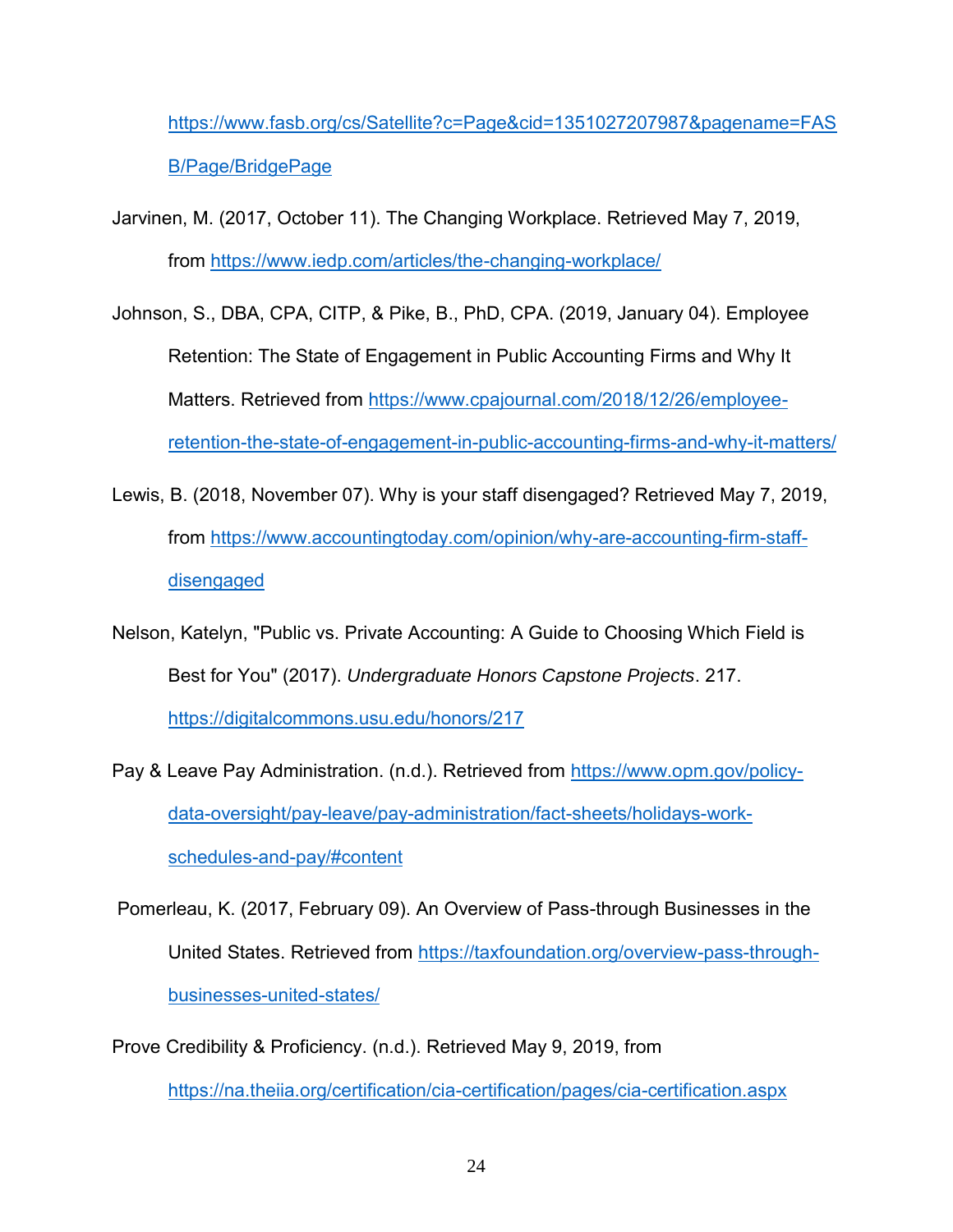https://www.fasb.org/cs/Satellite?c=Page&cid=1351027207987&pagename=FASB/Page/BridgePage

Jarvinen, M. (2017, October 11). The Changing Workplace. Retrieved May 7, 2019, from https://www.iedp.com/articles/the-changing-workplace/

Johnson, S., DBA, CPA, CITP, & Pike, B., PhD, CPA. (2019, January 04). Employee Retention: The State of Engagement in Public Accounting Firms and Why It Matters. Retrieved from https://www.cpajournal.com/2018/12/26/employee-retention-the-state-of-engagement-in-public-accounting-firms-and-why-it-matters/

Lewis, B. (2018, November 07). Why is your staff disengaged? Retrieved May 7, 2019, from https://www.accountingtoday.com/opinion/why-are-accounting-firm-staff-disengaged

Nelson, Katelyn, "Public vs. Private Accounting: A Guide to Choosing Which Field is Best for You" (2017). *Undergraduate Honors Capstone Projects*. 217. https://digitalcommons.usu.edu/honors/217

Pay & Leave Pay Administration. (n.d.). Retrieved from https://www.opm.gov/policy-data-oversight/pay-leave/pay-administration/fact-sheets/holidays-work-schedules-and-pay/#content

Pomerleau, K. (2017, February 09). An Overview of Pass-through Businesses in the United States. Retrieved from https://taxfoundation.org/overview-pass-through-businesses-united-states/

Prove Credibility & Proficiency. (n.d.). Retrieved May 9, 2019, from https://na.theiia.org/certification/cia-certification/pages/cia-certification.aspx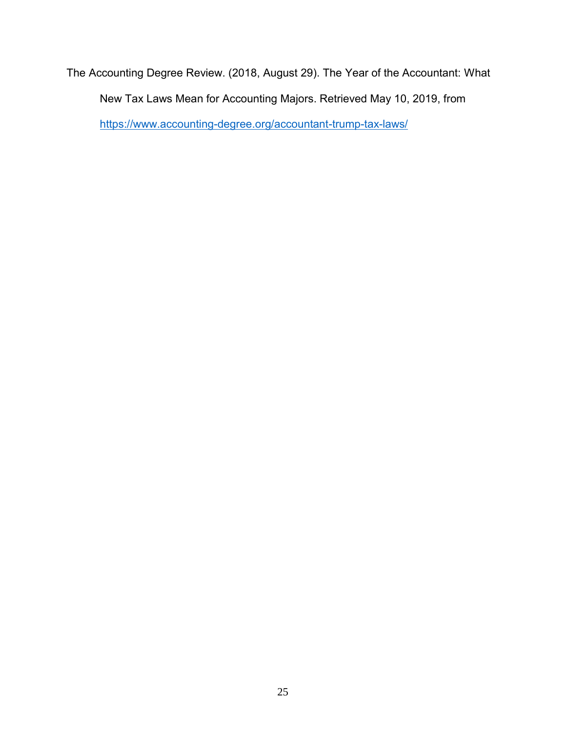The Accounting Degree Review. (2018, August 29). The Year of the Accountant: What New Tax Laws Mean for Accounting Majors. Retrieved May 10, 2019, from https://www.accounting-degree.org/accountant-trump-tax-laws/